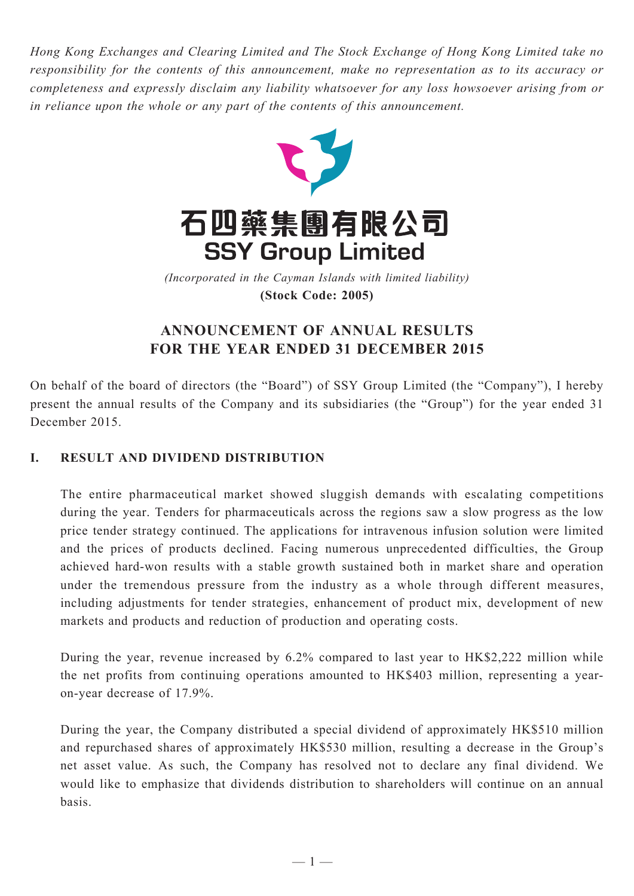*Hong Kong Exchanges and Clearing Limited and The Stock Exchange of Hong Kong Limited take no responsibility for the contents of this announcement, make no representation as to its accuracy or completeness and expressly disclaim any liability whatsoever for any loss howsoever arising from or in reliance upon the whole or any part of the contents of this announcement.*

# 石四藥集團有限公司
# SSY Group Limited

*(Incorporated in the Cayman Islands with limited liability)*

**(Stock Code: 2005)**

## ANNOUNCEMENT OF ANNUAL RESULTS FOR THE YEAR ENDED 31 DECEMBER 2015

On behalf of the board of directors (the "Board") of SSY Group Limited (the "Company"), I hereby present the annual results of the Company and its subsidiaries (the "Group") for the year ended 31 December 2015.

### I. RESULT AND DIVIDEND DISTRIBUTION

The entire pharmaceutical market showed sluggish demands with escalating competitions during the year. Tenders for pharmaceuticals across the regions saw a slow progress as the low price tender strategy continued. The applications for intravenous infusion solution were limited and the prices of products declined. Facing numerous unprecedented difficulties, the Group achieved hard-won results with a stable growth sustained both in market share and operation under the tremendous pressure from the industry as a whole through different measures, including adjustments for tender strategies, enhancement of product mix, development of new markets and products and reduction of production and operating costs.

During the year, revenue increased by 6.2% compared to last year to HK$2,222 million while the net profits from continuing operations amounted to HK$403 million, representing a year-on-year decrease of 17.9%.

During the year, the Company distributed a special dividend of approximately HK$510 million and repurchased shares of approximately HK$530 million, resulting a decrease in the Group's net asset value. As such, the Company has resolved not to declare any final dividend. We would like to emphasize that dividends distribution to shareholders will continue on an annual basis.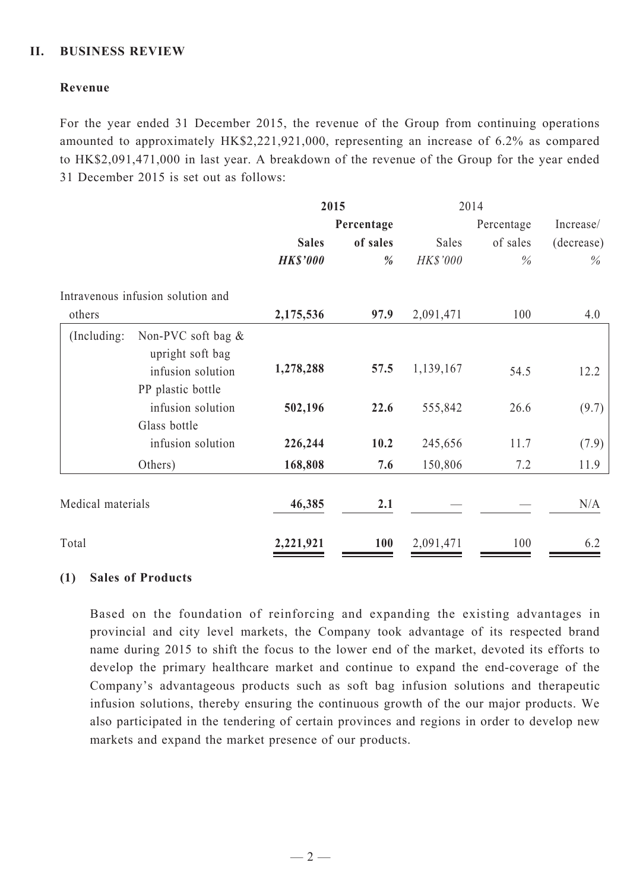## II. BUSINESS REVIEW

### Revenue

For the year ended 31 December 2015, the revenue of the Group from continuing operations amounted to approximately HK$2,221,921,000, representing an increase of 6.2% as compared to HK$2,091,471,000 in last year. A breakdown of the revenue of the Group for the year ended 31 December 2015 is set out as follows:

| | | **2015** | | 2014 | | |
|---|---|---|---|---|---|---|
| | | **Sales** | **Percentage of sales** | Sales | Percentage of sales | Increase/ (decrease) |
| | | ***HK$'000*** | ***%*** | *HK$'000* | *%* | *%* |
| Intravenous infusion solution and others | | **2,175,536** | **97.9** | 2,091,471 | 100 | 4.0 |
| (Including: | Non-PVC soft bag & upright soft bag infusion solution | **1,278,288** | **57.5** | 1,139,167 | 54.5 | 12.2 |
| | PP plastic bottle infusion solution | **502,196** | **22.6** | 555,842 | 26.6 | (9.7) |
| | Glass bottle infusion solution | **226,244** | **10.2** | 245,656 | 11.7 | (7.9) |
| | Others) | **168,808** | **7.6** | 150,806 | 7.2 | 11.9 |
| Medical materials | | **46,385** | **2.1** | — | — | N/A |
| Total | | **2,221,921** | **100** | 2,091,471 | 100 | 6.2 |

#### (1) Sales of Products

Based on the foundation of reinforcing and expanding the existing advantages in provincial and city level markets, the Company took advantage of its respected brand name during 2015 to shift the focus to the lower end of the market, devoted its efforts to develop the primary healthcare market and continue to expand the end-coverage of the Company's advantageous products such as soft bag infusion solutions and therapeutic infusion solutions, thereby ensuring the continuous growth of the our major products. We also participated in the tendering of certain provinces and regions in order to develop new markets and expand the market presence of our products.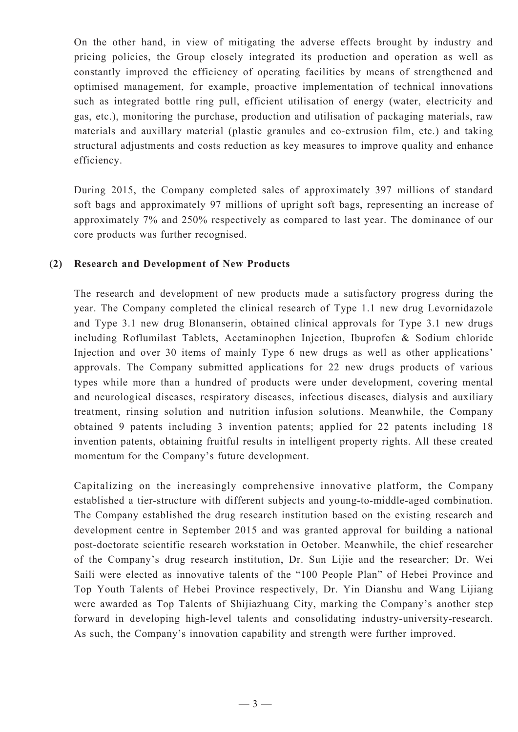On the other hand, in view of mitigating the adverse effects brought by industry and pricing policies, the Group closely integrated its production and operation as well as constantly improved the efficiency of operating facilities by means of strengthened and optimised management, for example, proactive implementation of technical innovations such as integrated bottle ring pull, efficient utilisation of energy (water, electricity and gas, etc.), monitoring the purchase, production and utilisation of packaging materials, raw materials and auxillary material (plastic granules and co-extrusion film, etc.) and taking structural adjustments and costs reduction as key measures to improve quality and enhance efficiency.

During 2015, the Company completed sales of approximately 397 millions of standard soft bags and approximately 97 millions of upright soft bags, representing an increase of approximately 7% and 250% respectively as compared to last year. The dominance of our core products was further recognised.

**(2) Research and Development of New Products**

The research and development of new products made a satisfactory progress during the year. The Company completed the clinical research of Type 1.1 new drug Levornidazole and Type 3.1 new drug Blonanserin, obtained clinical approvals for Type 3.1 new drugs including Roflumilast Tablets, Acetaminophen Injection, Ibuprofen & Sodium chloride Injection and over 30 items of mainly Type 6 new drugs as well as other applications' approvals. The Company submitted applications for 22 new drugs products of various types while more than a hundred of products were under development, covering mental and neurological diseases, respiratory diseases, infectious diseases, dialysis and auxiliary treatment, rinsing solution and nutrition infusion solutions. Meanwhile, the Company obtained 9 patents including 3 invention patents; applied for 22 patents including 18 invention patents, obtaining fruitful results in intelligent property rights. All these created momentum for the Company's future development.

Capitalizing on the increasingly comprehensive innovative platform, the Company established a tier-structure with different subjects and young-to-middle-aged combination. The Company established the drug research institution based on the existing research and development centre in September 2015 and was granted approval for building a national post-doctorate scientific research workstation in October. Meanwhile, the chief researcher of the Company's drug research institution, Dr. Sun Lijie and the researcher; Dr. Wei Saili were elected as innovative talents of the "100 People Plan" of Hebei Province and Top Youth Talents of Hebei Province respectively, Dr. Yin Dianshu and Wang Lijiang were awarded as Top Talents of Shijiazhuang City, marking the Company's another step forward in developing high-level talents and consolidating industry-university-research. As such, the Company's innovation capability and strength were further improved.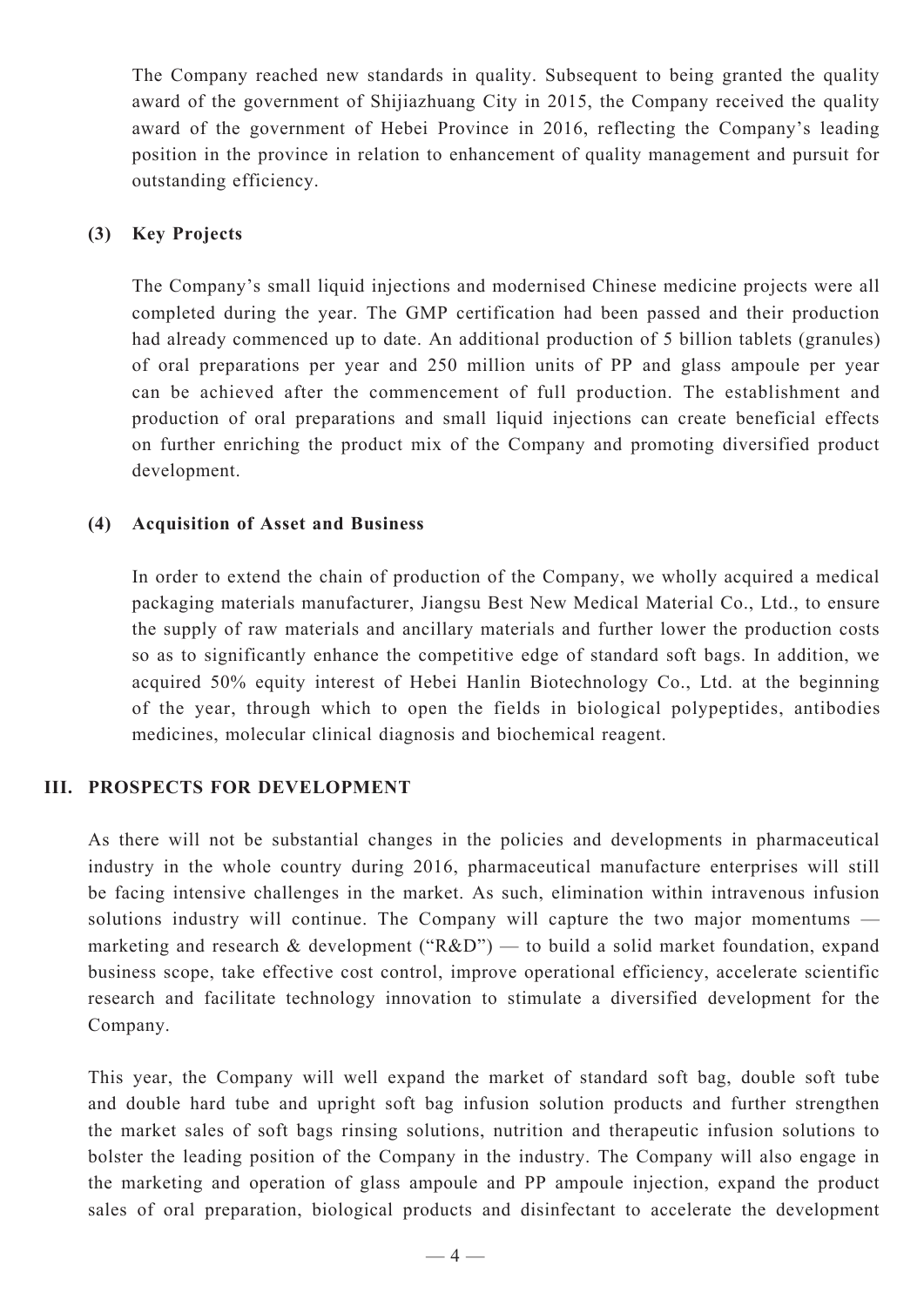The Company reached new standards in quality. Subsequent to being granted the quality award of the government of Shijiazhuang City in 2015, the Company received the quality award of the government of Hebei Province in 2016, reflecting the Company's leading position in the province in relation to enhancement of quality management and pursuit for outstanding efficiency.

### (3) Key Projects

The Company's small liquid injections and modernised Chinese medicine projects were all completed during the year. The GMP certification had been passed and their production had already commenced up to date. An additional production of 5 billion tablets (granules) of oral preparations per year and 250 million units of PP and glass ampoule per year can be achieved after the commencement of full production. The establishment and production of oral preparations and small liquid injections can create beneficial effects on further enriching the product mix of the Company and promoting diversified product development.

### (4) Acquisition of Asset and Business

In order to extend the chain of production of the Company, we wholly acquired a medical packaging materials manufacturer, Jiangsu Best New Medical Material Co., Ltd., to ensure the supply of raw materials and ancillary materials and further lower the production costs so as to significantly enhance the competitive edge of standard soft bags. In addition, we acquired 50% equity interest of Hebei Hanlin Biotechnology Co., Ltd. at the beginning of the year, through which to open the fields in biological polypeptides, antibodies medicines, molecular clinical diagnosis and biochemical reagent.

## III. PROSPECTS FOR DEVELOPMENT

As there will not be substantial changes in the policies and developments in pharmaceutical industry in the whole country during 2016, pharmaceutical manufacture enterprises will still be facing intensive challenges in the market. As such, elimination within intravenous infusion solutions industry will continue. The Company will capture the two major momentums — marketing and research & development ("R&D") — to build a solid market foundation, expand business scope, take effective cost control, improve operational efficiency, accelerate scientific research and facilitate technology innovation to stimulate a diversified development for the Company.

This year, the Company will well expand the market of standard soft bag, double soft tube and double hard tube and upright soft bag infusion solution products and further strengthen the market sales of soft bags rinsing solutions, nutrition and therapeutic infusion solutions to bolster the leading position of the Company in the industry. The Company will also engage in the marketing and operation of glass ampoule and PP ampoule injection, expand the product sales of oral preparation, biological products and disinfectant to accelerate the development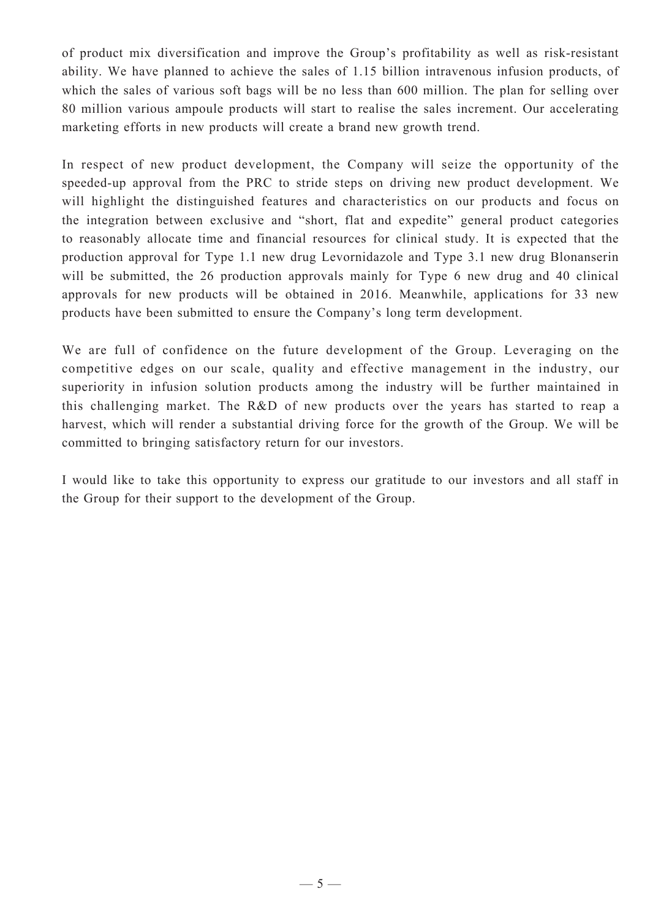of product mix diversification and improve the Group's profitability as well as risk-resistant ability. We have planned to achieve the sales of 1.15 billion intravenous infusion products, of which the sales of various soft bags will be no less than 600 million. The plan for selling over 80 million various ampoule products will start to realise the sales increment. Our accelerating marketing efforts in new products will create a brand new growth trend.

In respect of new product development, the Company will seize the opportunity of the speeded-up approval from the PRC to stride steps on driving new product development. We will highlight the distinguished features and characteristics on our products and focus on the integration between exclusive and "short, flat and expedite" general product categories to reasonably allocate time and financial resources for clinical study. It is expected that the production approval for Type 1.1 new drug Levornidazole and Type 3.1 new drug Blonanserin will be submitted, the 26 production approvals mainly for Type 6 new drug and 40 clinical approvals for new products will be obtained in 2016. Meanwhile, applications for 33 new products have been submitted to ensure the Company's long term development.

We are full of confidence on the future development of the Group. Leveraging on the competitive edges on our scale, quality and effective management in the industry, our superiority in infusion solution products among the industry will be further maintained in this challenging market. The R&D of new products over the years has started to reap a harvest, which will render a substantial driving force for the growth of the Group. We will be committed to bringing satisfactory return for our investors.

I would like to take this opportunity to express our gratitude to our investors and all staff in the Group for their support to the development of the Group.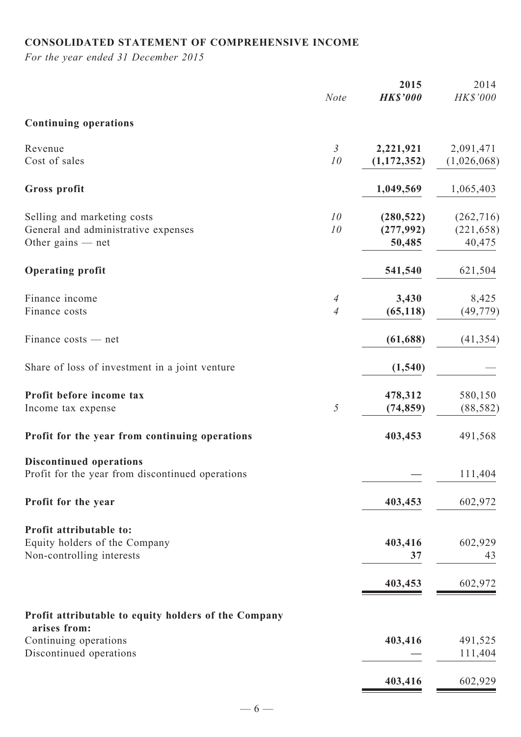## CONSOLIDATED STATEMENT OF COMPREHENSIVE INCOME

*For the year ended 31 December 2015*

| | *Note* | **2015** ***HK$'000*** | 2014 *HK$'000* |
|---|---|---|---|
| **Continuing operations** | | | |
| Revenue | *3* | **2,221,921** | 2,091,471 |
| Cost of sales | *10* | **(1,172,352)** | (1,026,068) |
| **Gross profit** | | **1,049,569** | 1,065,403 |
| Selling and marketing costs | *10* | **(280,522)** | (262,716) |
| General and administrative expenses | *10* | **(277,992)** | (221,658) |
| Other gains — net | | **50,485** | 40,475 |
| **Operating profit** | | **541,540** | 621,504 |
| Finance income | *4* | **3,430** | 8,425 |
| Finance costs | *4* | **(65,118)** | (49,779) |
| Finance costs — net | | **(61,688)** | (41,354) |
| Share of loss of investment in a joint venture | | **(1,540)** | — |
| **Profit before income tax** | | **478,312** | 580,150 |
| Income tax expense | *5* | **(74,859)** | (88,582) |
| **Profit for the year from continuing operations** | | **403,453** | 491,568 |
| **Discontinued operations** | | | |
| Profit for the year from discontinued operations | | **—** | 111,404 |
| **Profit for the year** | | **403,453** | 602,972 |
| **Profit attributable to:** | | | |
| Equity holders of the Company | | **403,416** | 602,929 |
| Non-controlling interests | | **37** | 43 |
| | | **403,453** | 602,972 |
| **Profit attributable to equity holders of the Company arises from:** | | | |
| Continuing operations | | **403,416** | 491,525 |
| Discontinued operations | | **—** | 111,404 |
| | | **403,416** | 602,929 |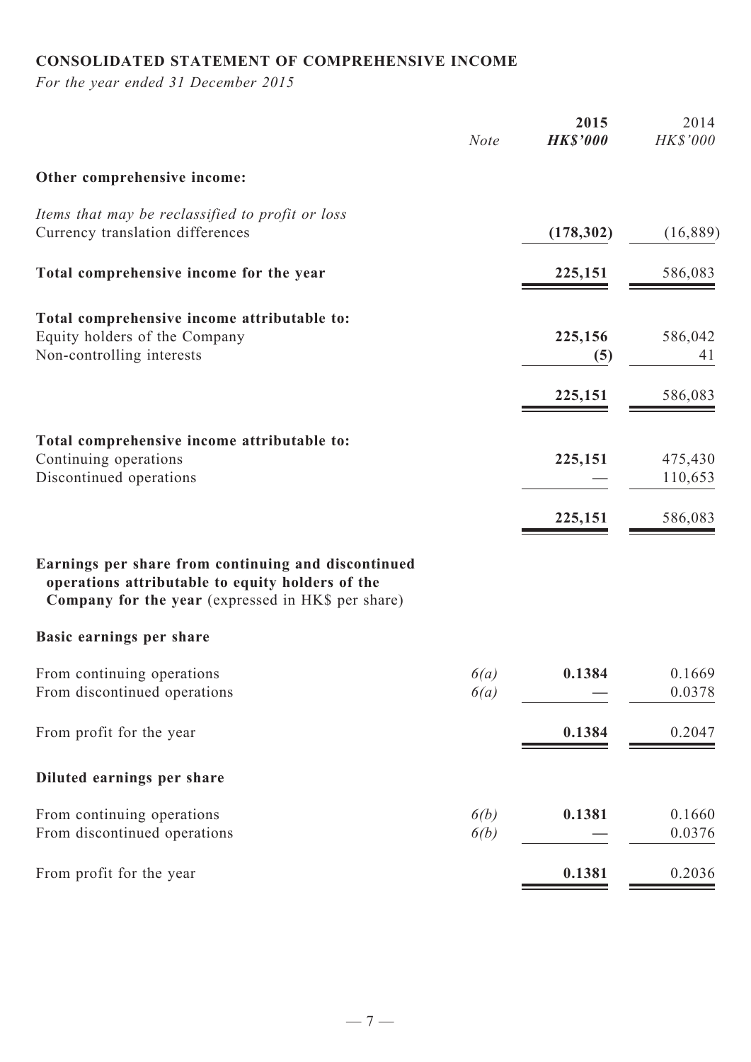## CONSOLIDATED STATEMENT OF COMPREHENSIVE INCOME

*For the year ended 31 December 2015*

| | Note | **2015** **HK$'000** | 2014 HK$'000 |
|---|---|---|---|
| **Other comprehensive income:** | | | |
| *Items that may be reclassified to profit or loss* | | | |
| Currency translation differences | | **(178,302)** | (16,889) |
| **Total comprehensive income for the year** | | **225,151** | 586,083 |
| **Total comprehensive income attributable to:** | | | |
| Equity holders of the Company | | **225,156** | 586,042 |
| Non-controlling interests | | **(5)** | 41 |
| | | **225,151** | 586,083 |
| **Total comprehensive income attributable to:** | | | |
| Continuing operations | | **225,151** | 475,430 |
| Discontinued operations | | — | 110,653 |
| | | **225,151** | 586,083 |
| **Earnings per share from continuing and discontinued operations attributable to equity holders of the Company for the year** (expressed in HK$ per share) | | | |
| **Basic earnings per share** | | | |
| From continuing operations | 6(a) | **0.1384** | 0.1669 |
| From discontinued operations | 6(a) | — | 0.0378 |
| From profit for the year | | **0.1384** | 0.2047 |
| **Diluted earnings per share** | | | |
| From continuing operations | 6(b) | **0.1381** | 0.1660 |
| From discontinued operations | 6(b) | — | 0.0376 |
| From profit for the year | | **0.1381** | 0.2036 |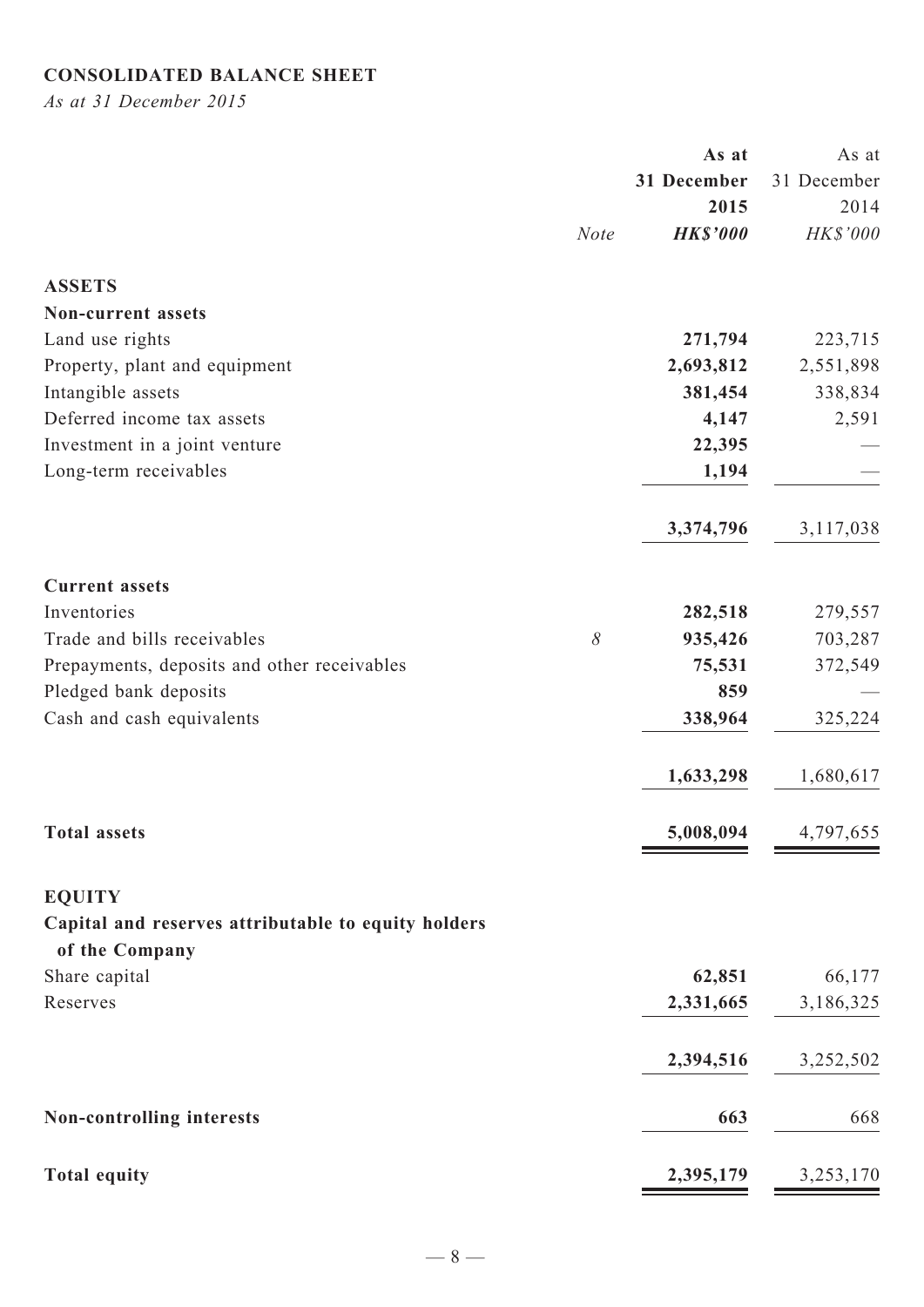**CONSOLIDATED BALANCE SHEET**

*As at 31 December 2015*

| | *Note* | **As at 31 December 2015 *HK$'000*** | As at 31 December 2014 *HK$'000* |
|---|---|---|---|
| **ASSETS** | | | |
| **Non-current assets** | | | |
| Land use rights | | **271,794** | 223,715 |
| Property, plant and equipment | | **2,693,812** | 2,551,898 |
| Intangible assets | | **381,454** | 338,834 |
| Deferred income tax assets | | **4,147** | 2,591 |
| Investment in a joint venture | | **22,395** | — |
| Long-term receivables | | **1,194** | — |
| | | **3,374,796** | 3,117,038 |
| **Current assets** | | | |
| Inventories | | **282,518** | 279,557 |
| Trade and bills receivables | *8* | **935,426** | 703,287 |
| Prepayments, deposits and other receivables | | **75,531** | 372,549 |
| Pledged bank deposits | | **859** | — |
| Cash and cash equivalents | | **338,964** | 325,224 |
| | | **1,633,298** | 1,680,617 |
| **Total assets** | | **5,008,094** | 4,797,655 |
| **EQUITY** | | | |
| **Capital and reserves attributable to equity holders of the Company** | | | |
| Share capital | | **62,851** | 66,177 |
| Reserves | | **2,331,665** | 3,186,325 |
| | | **2,394,516** | 3,252,502 |
| **Non-controlling interests** | | **663** | 668 |
| **Total equity** | | **2,395,179** | 3,253,170 |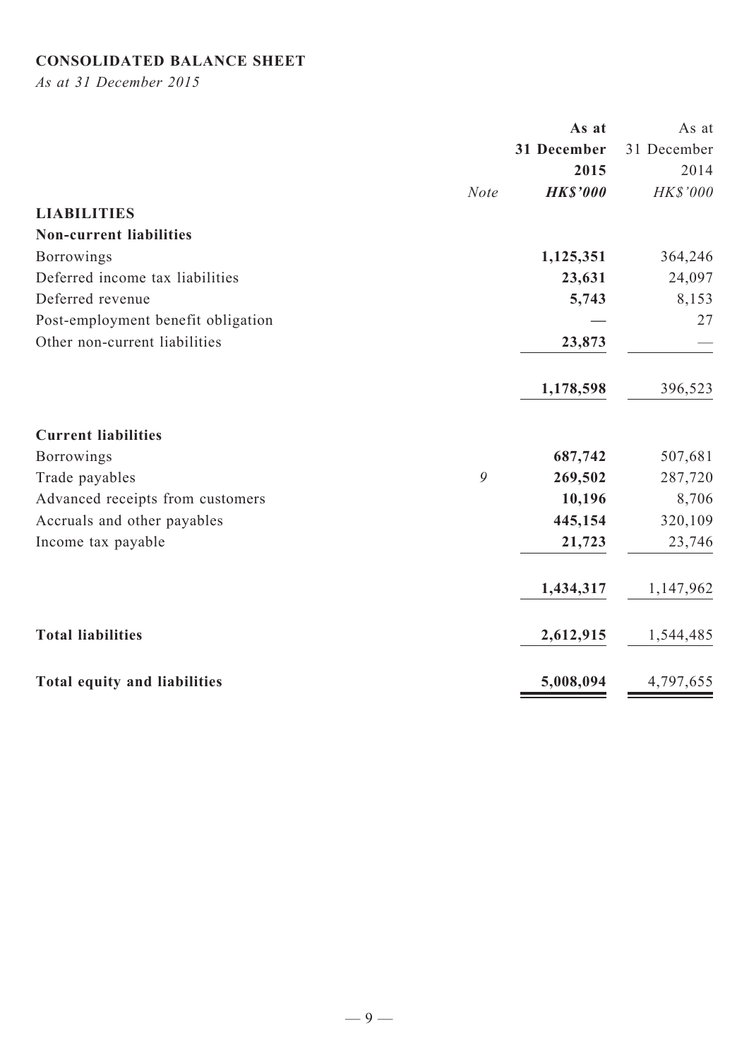## CONSOLIDATED BALANCE SHEET

*As at 31 December 2015*

| | *Note* | **As at 31 December 2015** ***HK$'000*** | As at 31 December 2014 *HK$'000* |
|---|---|---|---|
| **LIABILITIES** | | | |
| **Non-current liabilities** | | | |
| Borrowings | | **1,125,351** | 364,246 |
| Deferred income tax liabilities | | **23,631** | 24,097 |
| Deferred revenue | | **5,743** | 8,153 |
| Post-employment benefit obligation | | **—** | 27 |
| Other non-current liabilities | | **23,873** | — |
| | | **1,178,598** | 396,523 |
| **Current liabilities** | | | |
| Borrowings | | **687,742** | 507,681 |
| Trade payables | *9* | **269,502** | 287,720 |
| Advanced receipts from customers | | **10,196** | 8,706 |
| Accruals and other payables | | **445,154** | 320,109 |
| Income tax payable | | **21,723** | 23,746 |
| | | **1,434,317** | 1,147,962 |
| **Total liabilities** | | **2,612,915** | 1,544,485 |
| **Total equity and liabilities** | | **5,008,094** | 4,797,655 |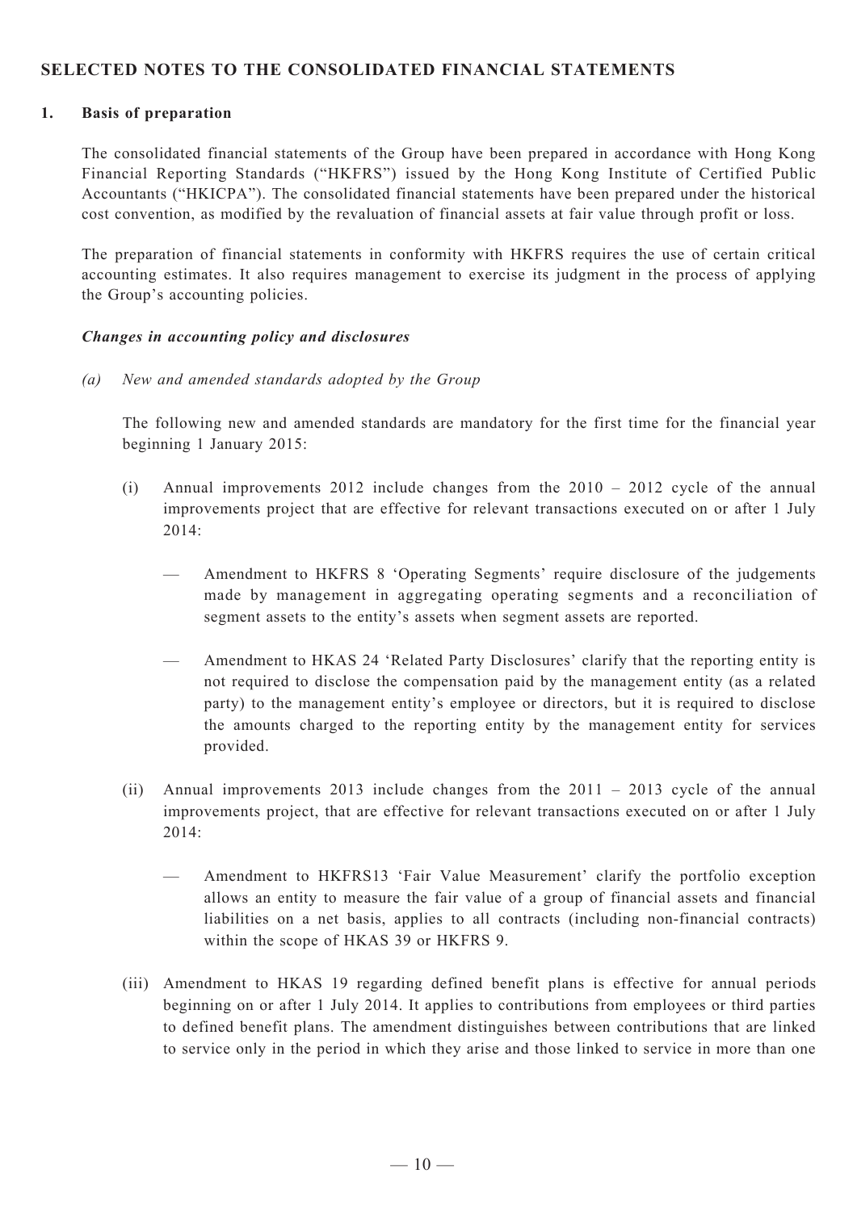## SELECTED NOTES TO THE CONSOLIDATED FINANCIAL STATEMENTS

### 1. Basis of preparation

The consolidated financial statements of the Group have been prepared in accordance with Hong Kong Financial Reporting Standards ("HKFRS") issued by the Hong Kong Institute of Certified Public Accountants ("HKICPA"). The consolidated financial statements have been prepared under the historical cost convention, as modified by the revaluation of financial assets at fair value through profit or loss.

The preparation of financial statements in conformity with HKFRS requires the use of certain critical accounting estimates. It also requires management to exercise its judgment in the process of applying the Group's accounting policies.

***Changes in accounting policy and disclosures***

*(a) New and amended standards adopted by the Group*

The following new and amended standards are mandatory for the first time for the financial year beginning 1 January 2015:

(i) Annual improvements 2012 include changes from the 2010 – 2012 cycle of the annual improvements project that are effective for relevant transactions executed on or after 1 July 2014:

— Amendment to HKFRS 8 'Operating Segments' require disclosure of the judgements made by management in aggregating operating segments and a reconciliation of segment assets to the entity's assets when segment assets are reported.

— Amendment to HKAS 24 'Related Party Disclosures' clarify that the reporting entity is not required to disclose the compensation paid by the management entity (as a related party) to the management entity's employee or directors, but it is required to disclose the amounts charged to the reporting entity by the management entity for services provided.

(ii) Annual improvements 2013 include changes from the 2011 – 2013 cycle of the annual improvements project, that are effective for relevant transactions executed on or after 1 July 2014:

— Amendment to HKFRS13 'Fair Value Measurement' clarify the portfolio exception allows an entity to measure the fair value of a group of financial assets and financial liabilities on a net basis, applies to all contracts (including non-financial contracts) within the scope of HKAS 39 or HKFRS 9.

(iii) Amendment to HKAS 19 regarding defined benefit plans is effective for annual periods beginning on or after 1 July 2014. It applies to contributions from employees or third parties to defined benefit plans. The amendment distinguishes between contributions that are linked to service only in the period in which they arise and those linked to service in more than one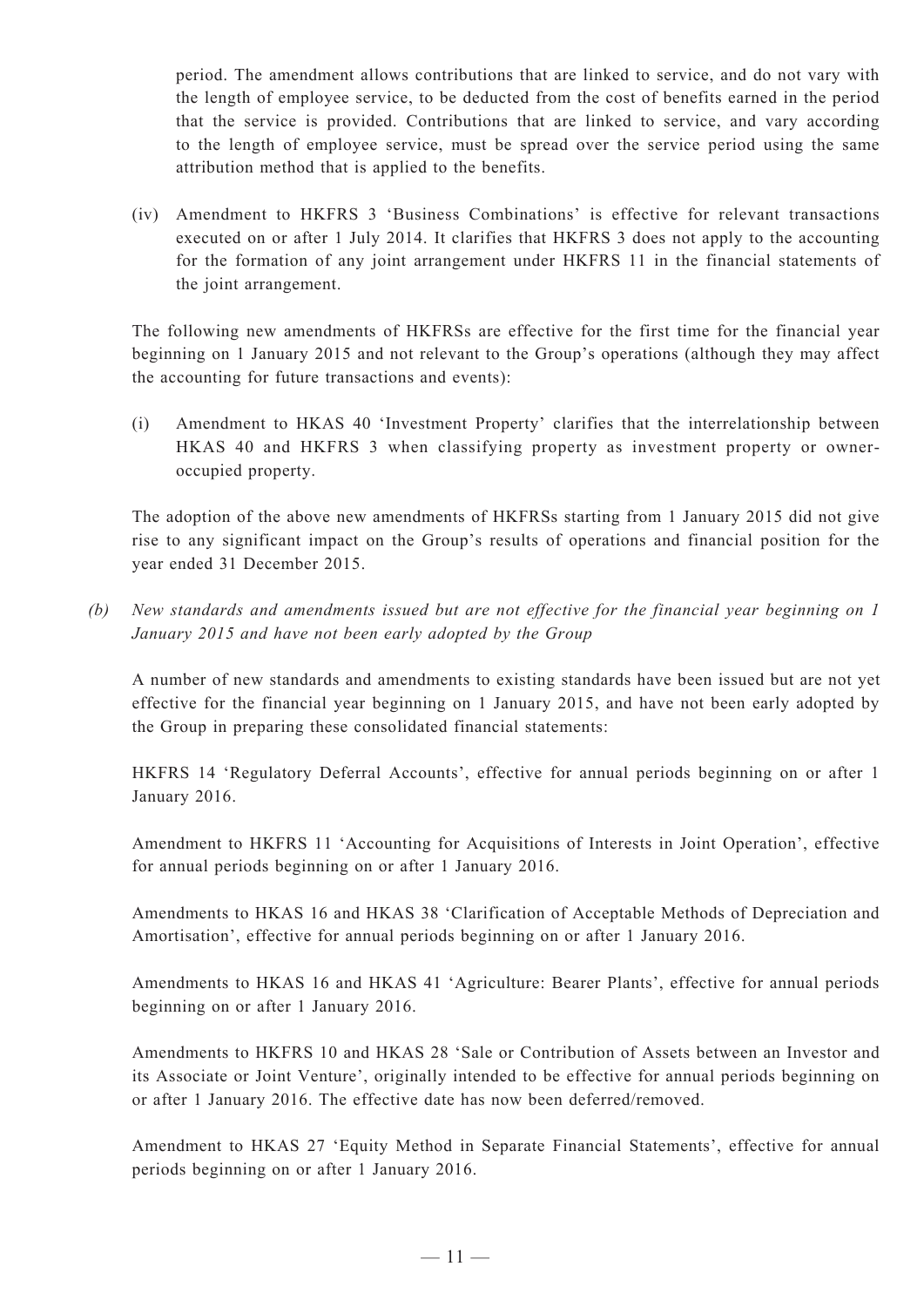period. The amendment allows contributions that are linked to service, and do not vary with the length of employee service, to be deducted from the cost of benefits earned in the period that the service is provided. Contributions that are linked to service, and vary according to the length of employee service, must be spread over the service period using the same attribution method that is applied to the benefits.

(iv) Amendment to HKFRS 3 'Business Combinations' is effective for relevant transactions executed on or after 1 July 2014. It clarifies that HKFRS 3 does not apply to the accounting for the formation of any joint arrangement under HKFRS 11 in the financial statements of the joint arrangement.

The following new amendments of HKFRSs are effective for the first time for the financial year beginning on 1 January 2015 and not relevant to the Group's operations (although they may affect the accounting for future transactions and events):

(i) Amendment to HKAS 40 'Investment Property' clarifies that the interrelationship between HKAS 40 and HKFRS 3 when classifying property as investment property or owner-occupied property.

The adoption of the above new amendments of HKFRSs starting from 1 January 2015 did not give rise to any significant impact on the Group's results of operations and financial position for the year ended 31 December 2015.

*(b) New standards and amendments issued but are not effective for the financial year beginning on 1 January 2015 and have not been early adopted by the Group*

A number of new standards and amendments to existing standards have been issued but are not yet effective for the financial year beginning on 1 January 2015, and have not been early adopted by the Group in preparing these consolidated financial statements:

HKFRS 14 'Regulatory Deferral Accounts', effective for annual periods beginning on or after 1 January 2016.

Amendment to HKFRS 11 'Accounting for Acquisitions of Interests in Joint Operation', effective for annual periods beginning on or after 1 January 2016.

Amendments to HKAS 16 and HKAS 38 'Clarification of Acceptable Methods of Depreciation and Amortisation', effective for annual periods beginning on or after 1 January 2016.

Amendments to HKAS 16 and HKAS 41 'Agriculture: Bearer Plants', effective for annual periods beginning on or after 1 January 2016.

Amendments to HKFRS 10 and HKAS 28 'Sale or Contribution of Assets between an Investor and its Associate or Joint Venture', originally intended to be effective for annual periods beginning on or after 1 January 2016. The effective date has now been deferred/removed.

Amendment to HKAS 27 'Equity Method in Separate Financial Statements', effective for annual periods beginning on or after 1 January 2016.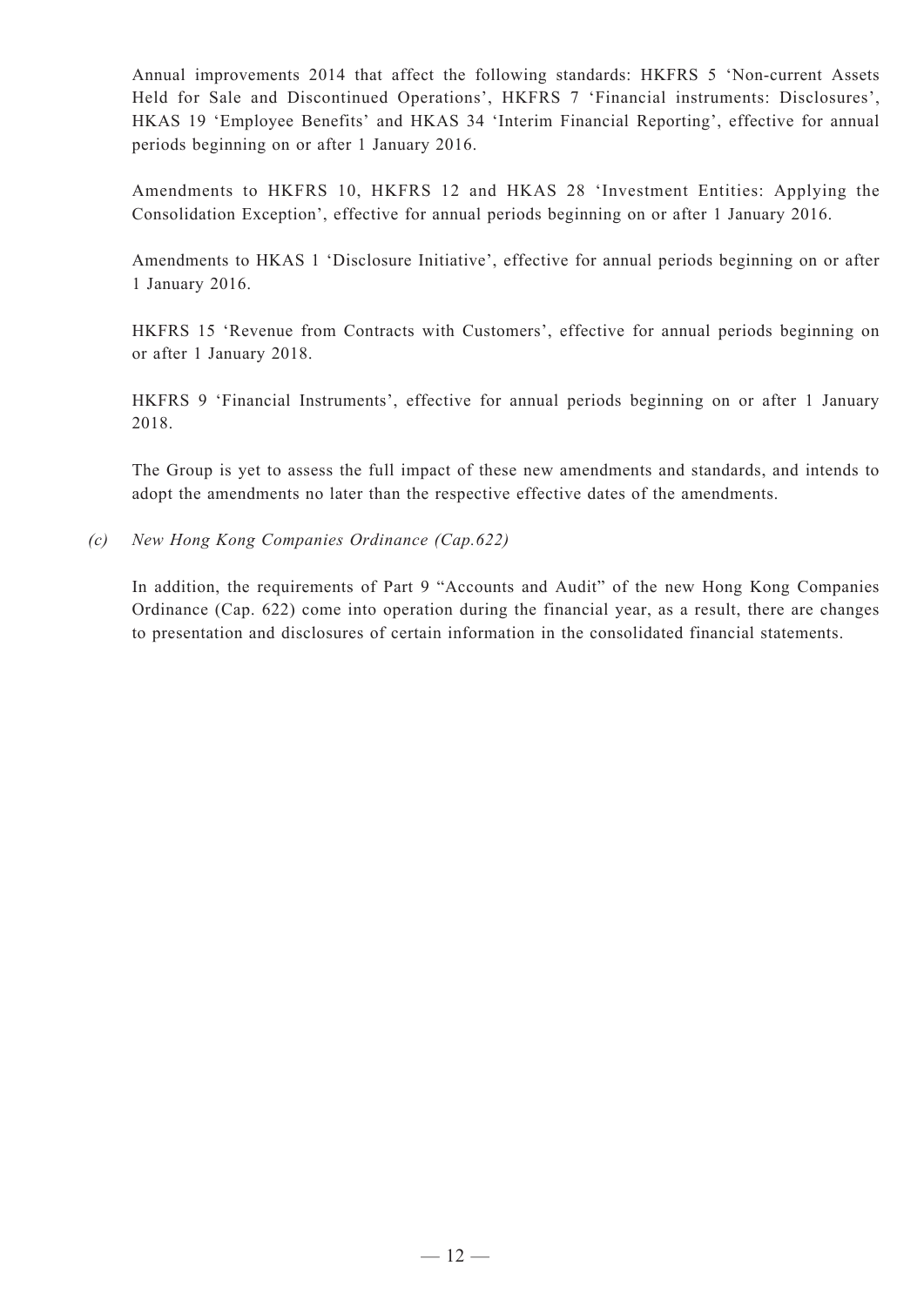Annual improvements 2014 that affect the following standards: HKFRS 5 'Non-current Assets Held for Sale and Discontinued Operations', HKFRS 7 'Financial instruments: Disclosures', HKAS 19 'Employee Benefits' and HKAS 34 'Interim Financial Reporting', effective for annual periods beginning on or after 1 January 2016.

Amendments to HKFRS 10, HKFRS 12 and HKAS 28 'Investment Entities: Applying the Consolidation Exception', effective for annual periods beginning on or after 1 January 2016.

Amendments to HKAS 1 'Disclosure Initiative', effective for annual periods beginning on or after 1 January 2016.

HKFRS 15 'Revenue from Contracts with Customers', effective for annual periods beginning on or after 1 January 2018.

HKFRS 9 'Financial Instruments', effective for annual periods beginning on or after 1 January 2018.

The Group is yet to assess the full impact of these new amendments and standards, and intends to adopt the amendments no later than the respective effective dates of the amendments.

*(c) New Hong Kong Companies Ordinance (Cap.622)*

In addition, the requirements of Part 9 "Accounts and Audit" of the new Hong Kong Companies Ordinance (Cap. 622) come into operation during the financial year, as a result, there are changes to presentation and disclosures of certain information in the consolidated financial statements.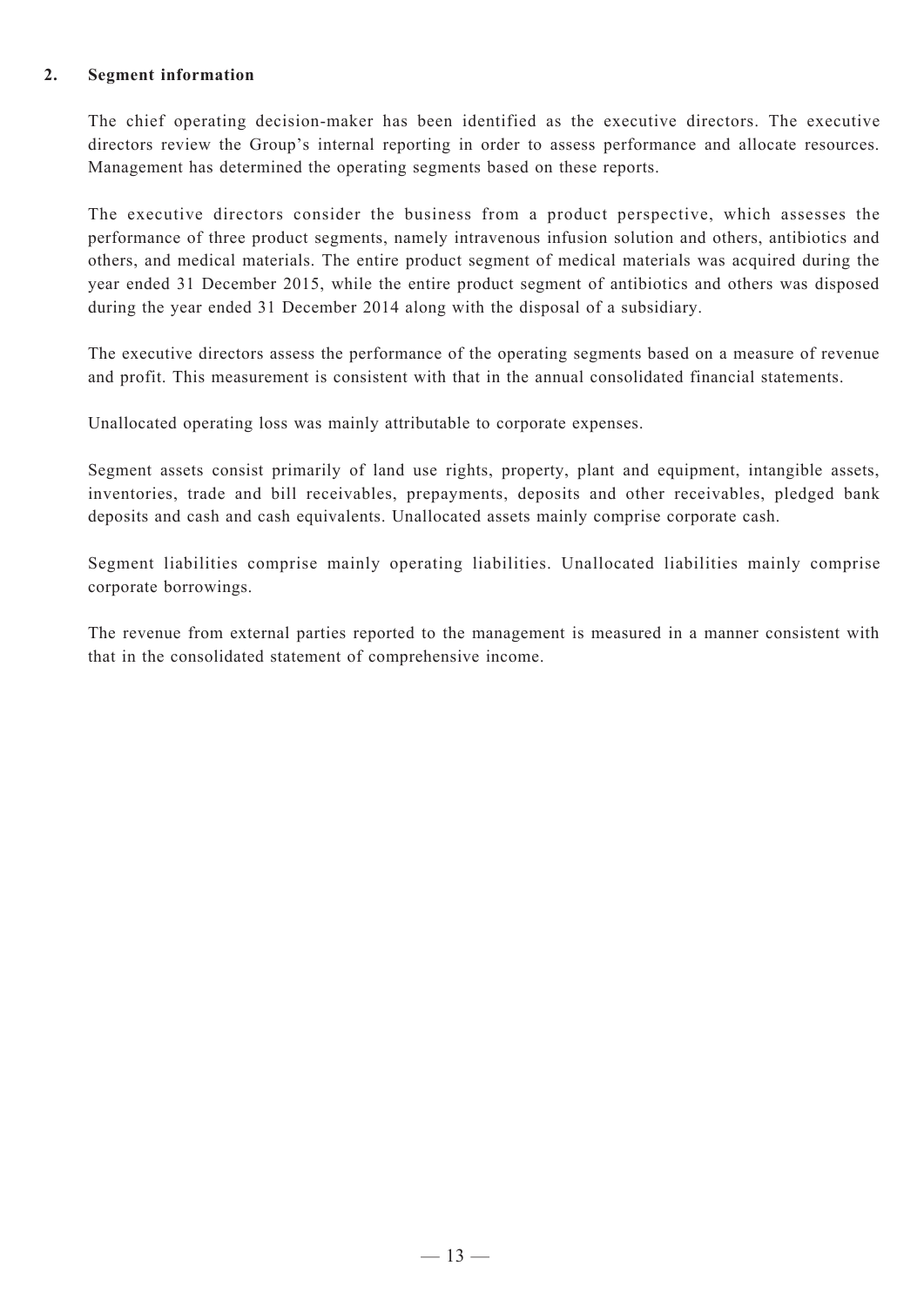## 2. Segment information

The chief operating decision-maker has been identified as the executive directors. The executive directors review the Group's internal reporting in order to assess performance and allocate resources. Management has determined the operating segments based on these reports.

The executive directors consider the business from a product perspective, which assesses the performance of three product segments, namely intravenous infusion solution and others, antibiotics and others, and medical materials. The entire product segment of medical materials was acquired during the year ended 31 December 2015, while the entire product segment of antibiotics and others was disposed during the year ended 31 December 2014 along with the disposal of a subsidiary.

The executive directors assess the performance of the operating segments based on a measure of revenue and profit. This measurement is consistent with that in the annual consolidated financial statements.

Unallocated operating loss was mainly attributable to corporate expenses.

Segment assets consist primarily of land use rights, property, plant and equipment, intangible assets, inventories, trade and bill receivables, prepayments, deposits and other receivables, pledged bank deposits and cash and cash equivalents. Unallocated assets mainly comprise corporate cash.

Segment liabilities comprise mainly operating liabilities. Unallocated liabilities mainly comprise corporate borrowings.

The revenue from external parties reported to the management is measured in a manner consistent with that in the consolidated statement of comprehensive income.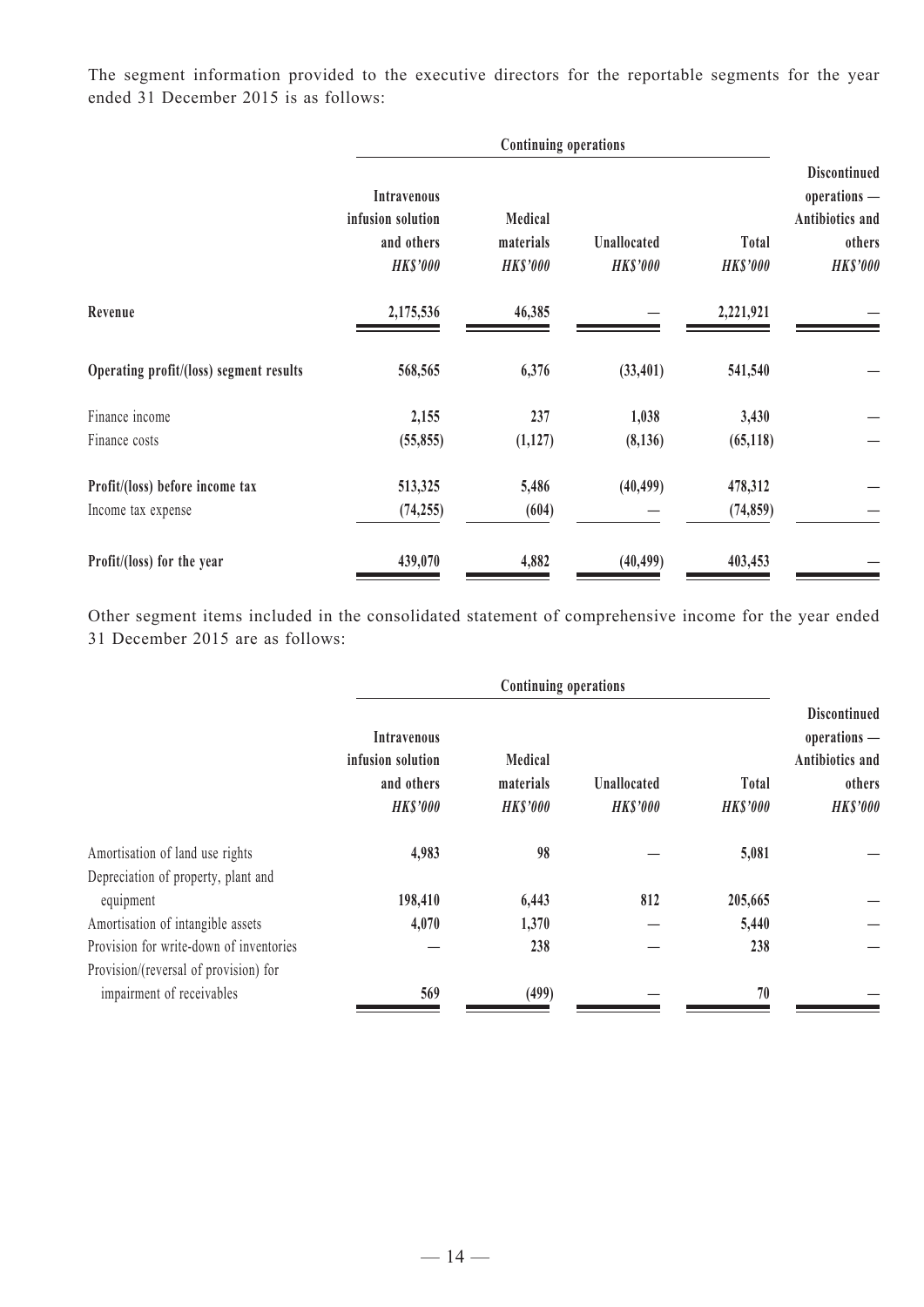The segment information provided to the executive directors for the reportable segments for the year ended 31 December 2015 is as follows:

| | Continuing operations | | | | Discontinued operations — Antibiotics and others |
|---|---|---|---|---|---|
| | Intravenous infusion solution and others | Medical materials | Unallocated | Total | |
| | *HK$'000* | *HK$'000* | *HK$'000* | *HK$'000* | *HK$'000* |
| **Revenue** | **2,175,536** | **46,385** | **—** | **2,221,921** | **—** |
| **Operating profit/(loss) segment results** | **568,565** | **6,376** | **(33,401)** | **541,540** | **—** |
| Finance income | 2,155 | 237 | 1,038 | 3,430 | — |
| Finance costs | (55,855) | (1,127) | (8,136) | (65,118) | — |
| **Profit/(loss) before income tax** | **513,325** | **5,486** | **(40,499)** | **478,312** | **—** |
| Income tax expense | (74,255) | (604) | — | (74,859) | — |
| **Profit/(loss) for the year** | **439,070** | **4,882** | **(40,499)** | **403,453** | **—** |

Other segment items included in the consolidated statement of comprehensive income for the year ended 31 December 2015 are as follows:

| | Continuing operations | | | | Discontinued operations — Antibiotics and others |
|---|---|---|---|---|---|
| | Intravenous infusion solution and others | Medical materials | Unallocated | Total | |
| | *HK$'000* | *HK$'000* | *HK$'000* | *HK$'000* | *HK$'000* |
| Amortisation of land use rights | 4,983 | 98 | — | 5,081 | — |
| Depreciation of property, plant and equipment | 198,410 | 6,443 | 812 | 205,665 | — |
| Amortisation of intangible assets | 4,070 | 1,370 | — | 5,440 | — |
| Provision for write-down of inventories | — | 238 | — | 238 | — |
| Provision/(reversal of provision) for impairment of receivables | 569 | (499) | — | 70 | — |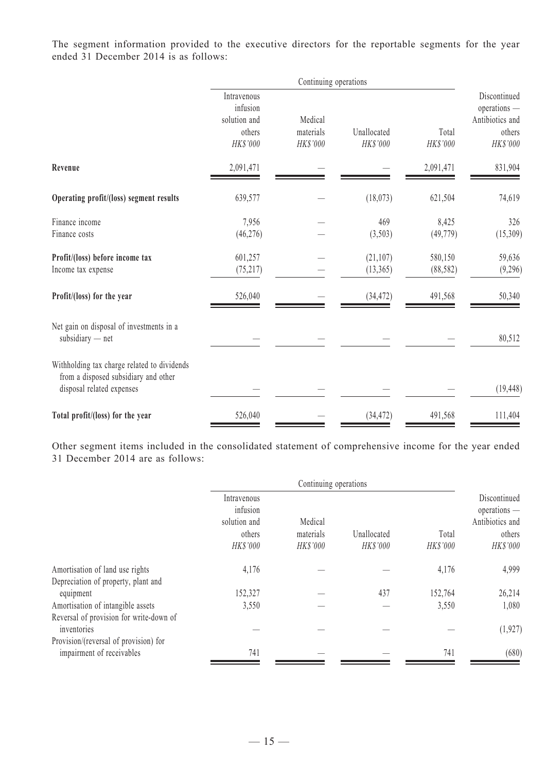The segment information provided to the executive directors for the reportable segments for the year ended 31 December 2014 is as follows:

| | Continuing operations | | | | |
|---|---|---|---|---|---|
| | Intravenous infusion solution and others *HK$'000* | Medical materials *HK$'000* | Unallocated *HK$'000* | Total *HK$'000* | Discontinued operations — Antibiotics and others *HK$'000* |
| **Revenue** | 2,091,471 | — | — | 2,091,471 | 831,904 |
| **Operating profit/(loss) segment results** | 639,577 | — | (18,073) | 621,504 | 74,619 |
| Finance income | 7,956 | — | 469 | 8,425 | 326 |
| Finance costs | (46,276) | — | (3,503) | (49,779) | (15,309) |
| **Profit/(loss) before income tax** | 601,257 | — | (21,107) | 580,150 | 59,636 |
| Income tax expense | (75,217) | — | (13,365) | (88,582) | (9,296) |
| **Profit/(loss) for the year** | 526,040 | — | (34,472) | 491,568 | 50,340 |
| Net gain on disposal of investments in a subsidiary — net | — | — | — | — | 80,512 |
| Withholding tax charge related to dividends from a disposed subsidiary and other disposal related expenses | — | — | — | — | (19,448) |
| **Total profit/(loss) for the year** | 526,040 | — | (34,472) | 491,568 | 111,404 |

Other segment items included in the consolidated statement of comprehensive income for the year ended 31 December 2014 are as follows:

| | Continuing operations | | | | |
|---|---|---|---|---|---|
| | Intravenous infusion solution and others *HK$'000* | Medical materials *HK$'000* | Unallocated *HK$'000* | Total *HK$'000* | Discontinued operations — Antibiotics and others *HK$'000* |
| Amortisation of land use rights | 4,176 | — | — | 4,176 | 4,999 |
| Depreciation of property, plant and equipment | 152,327 | — | 437 | 152,764 | 26,214 |
| Amortisation of intangible assets | 3,550 | — | — | 3,550 | 1,080 |
| Reversal of provision for write-down of inventories | — | — | — | — | (1,927) |
| Provision/(reversal of provision) for impairment of receivables | 741 | — | — | 741 | (680) |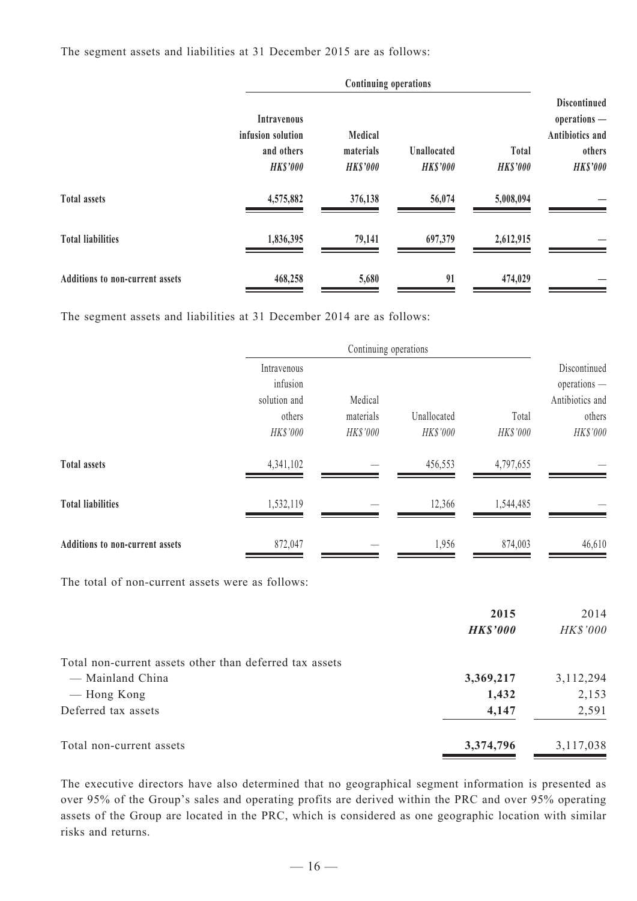The segment assets and liabilities at 31 December 2015 are as follows:

| | Continuing operations | | | | |
|---|---|---|---|---|---|
| | **Intravenous infusion solution and others** | **Medical materials** | **Unallocated** | **Total** | **Discontinued operations — Antibiotics and others** |
| | ***HK$'000*** | ***HK$'000*** | ***HK$'000*** | ***HK$'000*** | ***HK$'000*** |
| **Total assets** | **4,575,882** | **376,138** | **56,074** | **5,008,094** | **—** |
| **Total liabilities** | **1,836,395** | **79,141** | **697,379** | **2,612,915** | **—** |
| **Additions to non-current assets** | **468,258** | **5,680** | **91** | **474,029** | **—** |

The segment assets and liabilities at 31 December 2014 are as follows:

| | Continuing operations | | | | |
|---|---|---|---|---|---|
| | Intravenous infusion solution and others | Medical materials | Unallocated | Total | Discontinued operations — Antibiotics and others |
| | *HK$'000* | *HK$'000* | *HK$'000* | *HK$'000* | *HK$'000* |
| **Total assets** | 4,341,102 | — | 456,553 | 4,797,655 | — |
| **Total liabilities** | 1,532,119 | — | 12,366 | 1,544,485 | — |
| **Additions to non-current assets** | 872,047 | — | 1,956 | 874,003 | 46,610 |

The total of non-current assets were as follows:

| | **2015** | 2014 |
|---|---|---|
| | ***HK$'000*** | *HK$'000* |
| Total non-current assets other than deferred tax assets | | |
| — Mainland China | **3,369,217** | 3,112,294 |
| — Hong Kong | **1,432** | 2,153 |
| Deferred tax assets | **4,147** | 2,591 |
| Total non-current assets | **3,374,796** | 3,117,038 |

The executive directors have also determined that no geographical segment information is presented as over 95% of the Group's sales and operating profits are derived within the PRC and over 95% operating assets of the Group are located in the PRC, which is considered as one geographic location with similar risks and returns.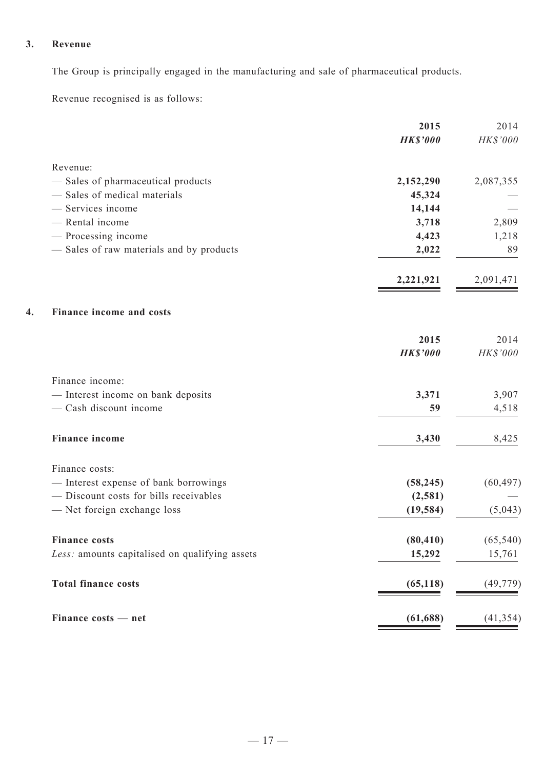## 3. Revenue

The Group is principally engaged in the manufacturing and sale of pharmaceutical products.

Revenue recognised is as follows:

| | **2015** | 2014 |
|---|---|---|
| | ***HK$'000*** | *HK$'000* |
| Revenue: | | |
| — Sales of pharmaceutical products | **2,152,290** | 2,087,355 |
| — Sales of medical materials | **45,324** | — |
| — Services income | **14,144** | — |
| — Rental income | **3,718** | 2,809 |
| — Processing income | **4,423** | 1,218 |
| — Sales of raw materials and by products | **2,022** | 89 |
| | **2,221,921** | 2,091,471 |

## 4. Finance income and costs

| | **2015** | 2014 |
|---|---|---|
| | ***HK$'000*** | *HK$'000* |
| Finance income: | | |
| — Interest income on bank deposits | **3,371** | 3,907 |
| — Cash discount income | **59** | 4,518 |
| **Finance income** | **3,430** | 8,425 |
| Finance costs: | | |
| — Interest expense of bank borrowings | **(58,245)** | (60,497) |
| — Discount costs for bills receivables | **(2,581)** | — |
| — Net foreign exchange loss | **(19,584)** | (5,043) |
| **Finance costs** | **(80,410)** | (65,540) |
| *Less:* amounts capitalised on qualifying assets | **15,292** | 15,761 |
| **Total finance costs** | **(65,118)** | (49,779) |
| **Finance costs — net** | **(61,688)** | (41,354) |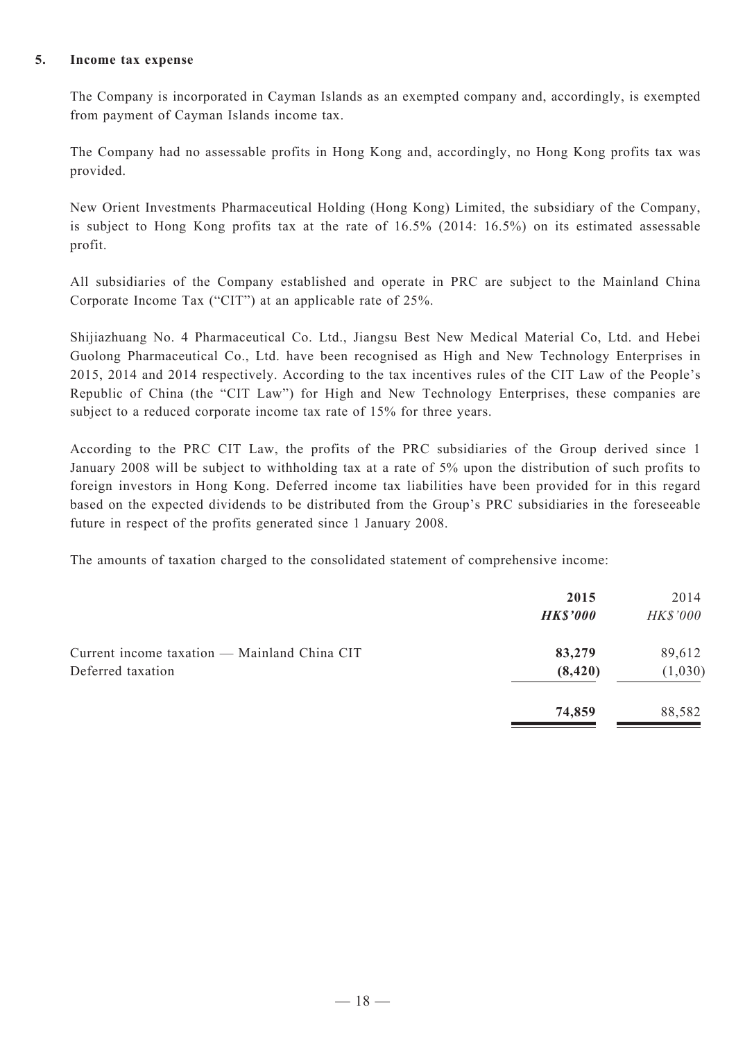## 5. Income tax expense

The Company is incorporated in Cayman Islands as an exempted company and, accordingly, is exempted from payment of Cayman Islands income tax.

The Company had no assessable profits in Hong Kong and, accordingly, no Hong Kong profits tax was provided.

New Orient Investments Pharmaceutical Holding (Hong Kong) Limited, the subsidiary of the Company, is subject to Hong Kong profits tax at the rate of 16.5% (2014: 16.5%) on its estimated assessable profit.

All subsidiaries of the Company established and operate in PRC are subject to the Mainland China Corporate Income Tax ("CIT") at an applicable rate of 25%.

Shijiazhuang No. 4 Pharmaceutical Co. Ltd., Jiangsu Best New Medical Material Co, Ltd. and Hebei Guolong Pharmaceutical Co., Ltd. have been recognised as High and New Technology Enterprises in 2015, 2014 and 2014 respectively. According to the tax incentives rules of the CIT Law of the People's Republic of China (the "CIT Law") for High and New Technology Enterprises, these companies are subject to a reduced corporate income tax rate of 15% for three years.

According to the PRC CIT Law, the profits of the PRC subsidiaries of the Group derived since 1 January 2008 will be subject to withholding tax at a rate of 5% upon the distribution of such profits to foreign investors in Hong Kong. Deferred income tax liabilities have been provided for in this regard based on the expected dividends to be distributed from the Group's PRC subsidiaries in the foreseeable future in respect of the profits generated since 1 January 2008.

The amounts of taxation charged to the consolidated statement of comprehensive income:

| | **2015** | 2014 |
|---|---|---|
| | ***HK$'000*** | *HK$'000* |
| Current income taxation — Mainland China CIT | **83,279** | 89,612 |
| Deferred taxation | **(8,420)** | (1,030) |
| | **74,859** | 88,582 |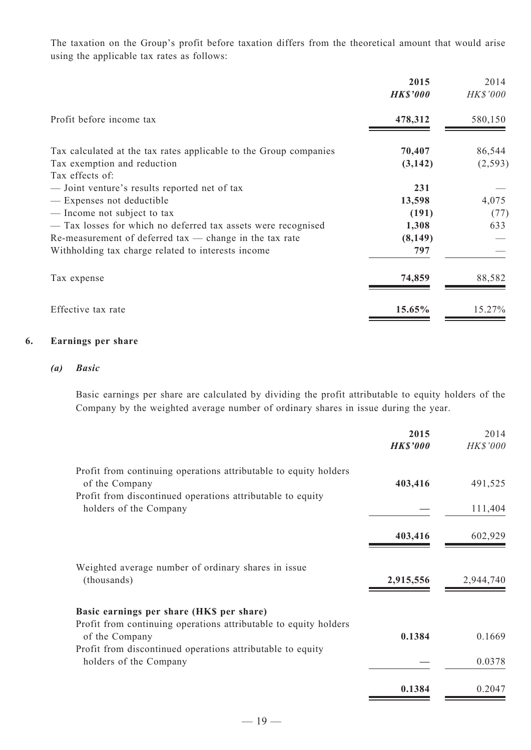The taxation on the Group's profit before taxation differs from the theoretical amount that would arise using the applicable tax rates as follows:

| | **2015** | 2014 |
|---|---|---|
| | ***HK$'000*** | *HK$'000* |
| Profit before income tax | **478,312** | 580,150 |
| Tax calculated at the tax rates applicable to the Group companies | **70,407** | 86,544 |
| Tax exemption and reduction | **(3,142)** | (2,593) |
| Tax effects of: | | |
| — Joint venture's results reported net of tax | **231** | — |
| — Expenses not deductible | **13,598** | 4,075 |
| — Income not subject to tax | **(191)** | (77) |
| — Tax losses for which no deferred tax assets were recognised | **1,308** | 633 |
| Re-measurement of deferred tax — change in the tax rate | **(8,149)** | — |
| Withholding tax charge related to interests income | **797** | — |
| Tax expense | **74,859** | 88,582 |
| Effective tax rate | **15.65%** | 15.27% |

## 6. Earnings per share

### *(a) Basic*

Basic earnings per share are calculated by dividing the profit attributable to equity holders of the Company by the weighted average number of ordinary shares in issue during the year.

| | **2015** | 2014 |
|---|---|---|
| | ***HK$'000*** | *HK$'000* |
| Profit from continuing operations attributable to equity holders of the Company | **403,416** | 491,525 |
| Profit from discontinued operations attributable to equity holders of the Company | **—** | 111,404 |
| | **403,416** | 602,929 |
| Weighted average number of ordinary shares in issue (thousands) | **2,915,556** | 2,944,740 |
| **Basic earnings per share (HK$ per share)** | | |
| Profit from continuing operations attributable to equity holders of the Company | **0.1384** | 0.1669 |
| Profit from discontinued operations attributable to equity holders of the Company | **—** | 0.0378 |
| | **0.1384** | 0.2047 |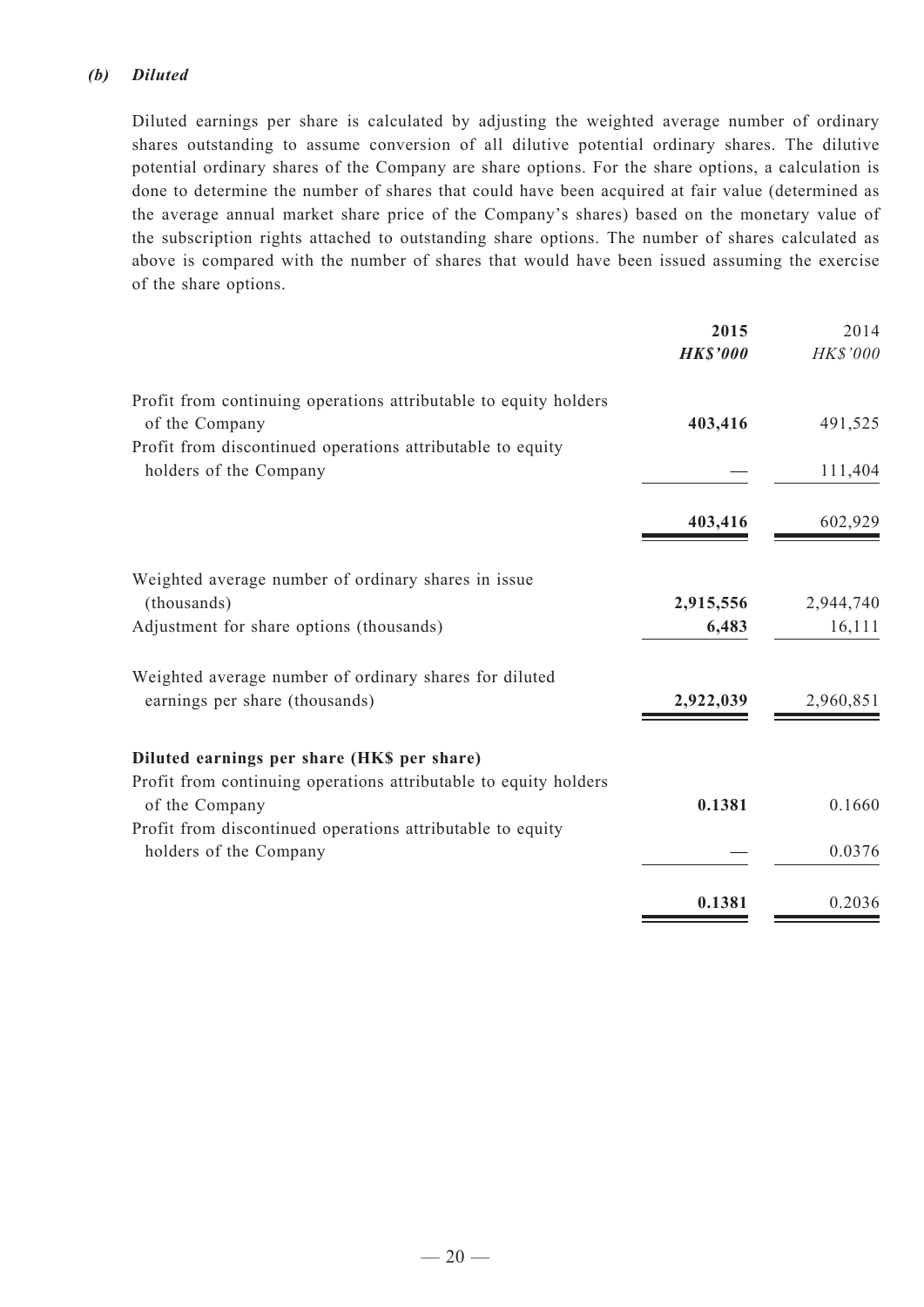***(b) Diluted***

Diluted earnings per share is calculated by adjusting the weighted average number of ordinary shares outstanding to assume conversion of all dilutive potential ordinary shares. The dilutive potential ordinary shares of the Company are share options. For the share options, a calculation is done to determine the number of shares that could have been acquired at fair value (determined as the average annual market share price of the Company's shares) based on the monetary value of the subscription rights attached to outstanding share options. The number of shares calculated as above is compared with the number of shares that would have been issued assuming the exercise of the share options.

| | **2015** | 2014 |
|---|---|---|
| | ***HK$'000*** | *HK$'000* |
| Profit from continuing operations attributable to equity holders of the Company | **403,416** | 491,525 |
| Profit from discontinued operations attributable to equity holders of the Company | — | 111,404 |
| | **403,416** | 602,929 |
| Weighted average number of ordinary shares in issue (thousands) | **2,915,556** | 2,944,740 |
| Adjustment for share options (thousands) | **6,483** | 16,111 |
| Weighted average number of ordinary shares for diluted earnings per share (thousands) | **2,922,039** | 2,960,851 |
| **Diluted earnings per share (HK$ per share)** | | |
| Profit from continuing operations attributable to equity holders of the Company | **0.1381** | 0.1660 |
| Profit from discontinued operations attributable to equity holders of the Company | — | 0.0376 |
| | **0.1381** | 0.2036 |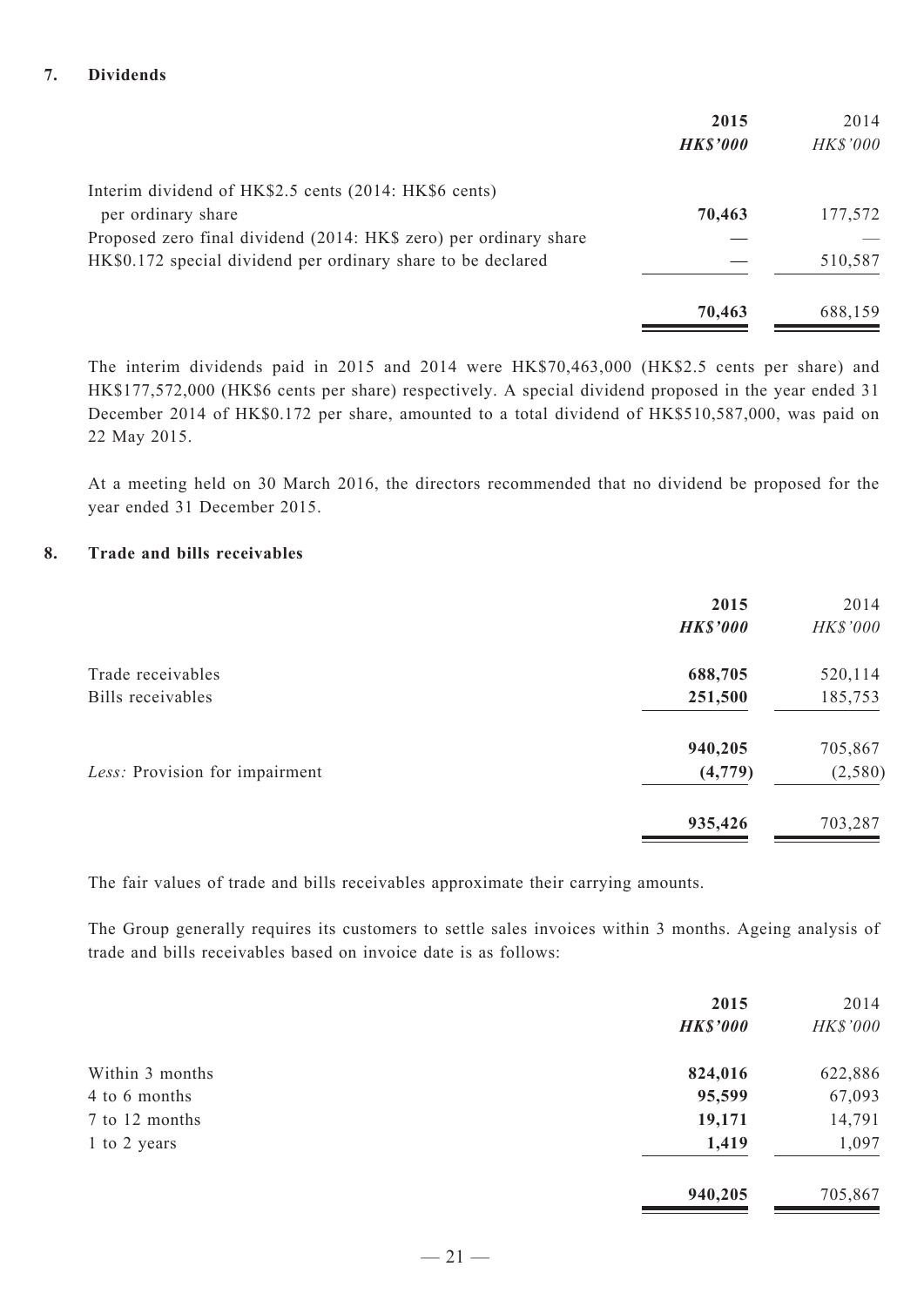## 7. Dividends

| | 2015 | 2014 |
|---|---|---|
| | ***HK$'000*** | *HK$'000* |
| Interim dividend of HK$2.5 cents (2014: HK$6 cents) per ordinary share | **70,463** | 177,572 |
| Proposed zero final dividend (2014: HK$ zero) per ordinary share | **—** | — |
| HK$0.172 special dividend per ordinary share to be declared | **—** | 510,587 |
| | **70,463** | 688,159 |

The interim dividends paid in 2015 and 2014 were HK$70,463,000 (HK$2.5 cents per share) and HK$177,572,000 (HK$6 cents per share) respectively. A special dividend proposed in the year ended 31 December 2014 of HK$0.172 per share, amounted to a total dividend of HK$510,587,000, was paid on 22 May 2015.

At a meeting held on 30 March 2016, the directors recommended that no dividend be proposed for the year ended 31 December 2015.

## 8. Trade and bills receivables

| | 2015 | 2014 |
|---|---|---|
| | ***HK$'000*** | *HK$'000* |
| Trade receivables | **688,705** | 520,114 |
| Bills receivables | **251,500** | 185,753 |
| | **940,205** | 705,867 |
| *Less:* Provision for impairment | **(4,779)** | (2,580) |
| | **935,426** | 703,287 |

The fair values of trade and bills receivables approximate their carrying amounts.

The Group generally requires its customers to settle sales invoices within 3 months. Ageing analysis of trade and bills receivables based on invoice date is as follows:

| | 2015 | 2014 |
|---|---|---|
| | ***HK$'000*** | *HK$'000* |
| Within 3 months | **824,016** | 622,886 |
| 4 to 6 months | **95,599** | 67,093 |
| 7 to 12 months | **19,171** | 14,791 |
| 1 to 2 years | **1,419** | 1,097 |
| | **940,205** | 705,867 |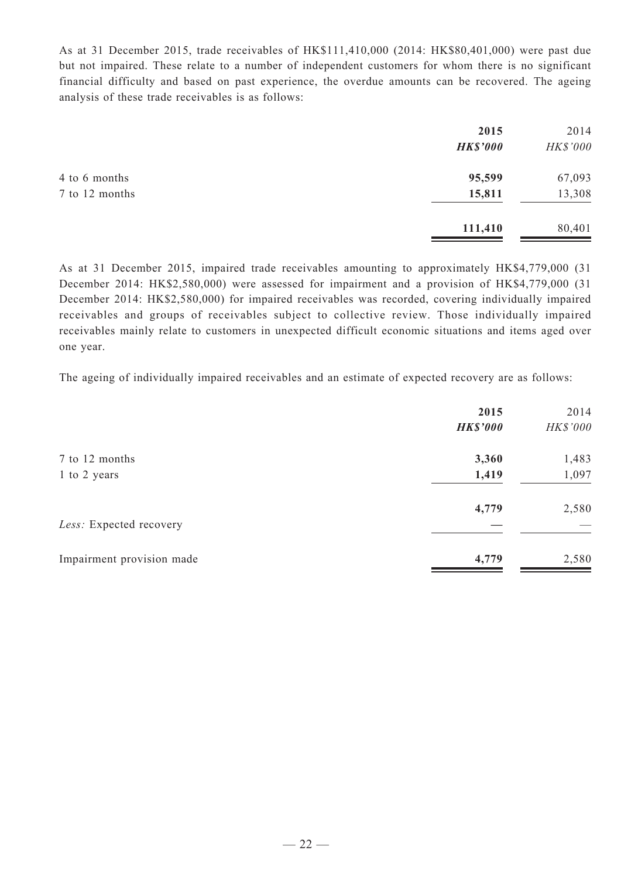As at 31 December 2015, trade receivables of HK$111,410,000 (2014: HK$80,401,000) were past due but not impaired. These relate to a number of independent customers for whom there is no significant financial difficulty and based on past experience, the overdue amounts can be recovered. The ageing analysis of these trade receivables is as follows:

| | **2015** | 2014 |
|---|---|---|
| | ***HK$'000*** | *HK$'000* |
| 4 to 6 months | **95,599** | 67,093 |
| 7 to 12 months | **15,811** | 13,308 |
| | **111,410** | 80,401 |

As at 31 December 2015, impaired trade receivables amounting to approximately HK$4,779,000 (31 December 2014: HK$2,580,000) were assessed for impairment and a provision of HK$4,779,000 (31 December 2014: HK$2,580,000) for impaired receivables was recorded, covering individually impaired receivables and groups of receivables subject to collective review. Those individually impaired receivables mainly relate to customers in unexpected difficult economic situations and items aged over one year.

The ageing of individually impaired receivables and an estimate of expected recovery are as follows:

| | **2015** | 2014 |
|---|---|---|
| | ***HK$'000*** | *HK$'000* |
| 7 to 12 months | **3,360** | 1,483 |
| 1 to 2 years | **1,419** | 1,097 |
| | **4,779** | 2,580 |
| *Less:* Expected recovery | **—** | — |
| Impairment provision made | **4,779** | 2,580 |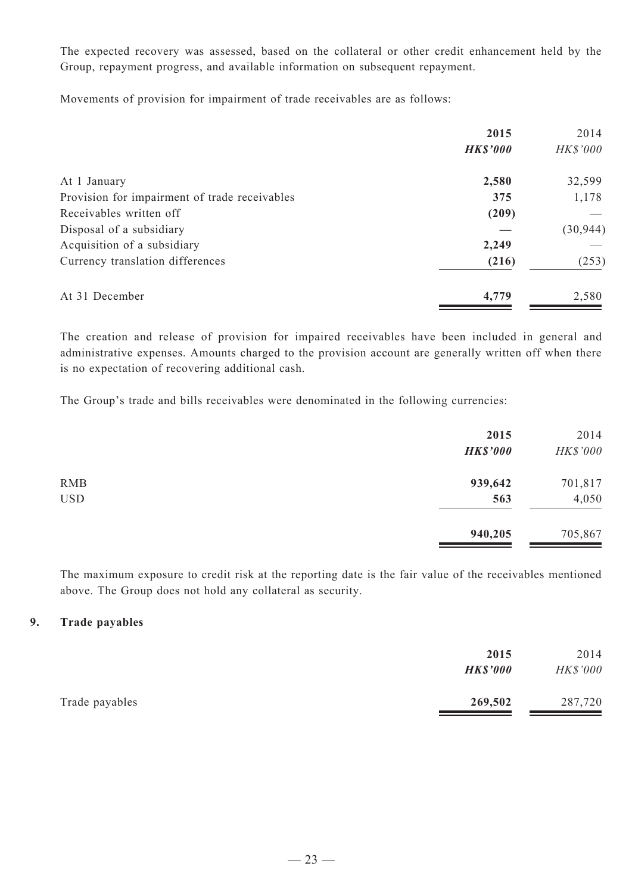The expected recovery was assessed, based on the collateral or other credit enhancement held by the Group, repayment progress, and available information on subsequent repayment.

Movements of provision for impairment of trade receivables are as follows:

| | 2015 | 2014 |
|---|---|---|
| | ***HK$'000*** | *HK$'000* |
| At 1 January | **2,580** | 32,599 |
| Provision for impairment of trade receivables | **375** | 1,178 |
| Receivables written off | **(209)** | — |
| Disposal of a subsidiary | **—** | (30,944) |
| Acquisition of a subsidiary | **2,249** | — |
| Currency translation differences | **(216)** | (253) |
| At 31 December | **4,779** | 2,580 |

The creation and release of provision for impaired receivables have been included in general and administrative expenses. Amounts charged to the provision account are generally written off when there is no expectation of recovering additional cash.

The Group's trade and bills receivables were denominated in the following currencies:

| | 2015 | 2014 |
|---|---|---|
| | ***HK$'000*** | *HK$'000* |
| RMB | **939,642** | 701,817 |
| USD | **563** | 4,050 |
| | **940,205** | 705,867 |

The maximum exposure to credit risk at the reporting date is the fair value of the receivables mentioned above. The Group does not hold any collateral as security.

## 9. Trade payables

| | 2015 | 2014 |
|---|---|---|
| | ***HK$'000*** | *HK$'000* |
| Trade payables | **269,502** | 287,720 |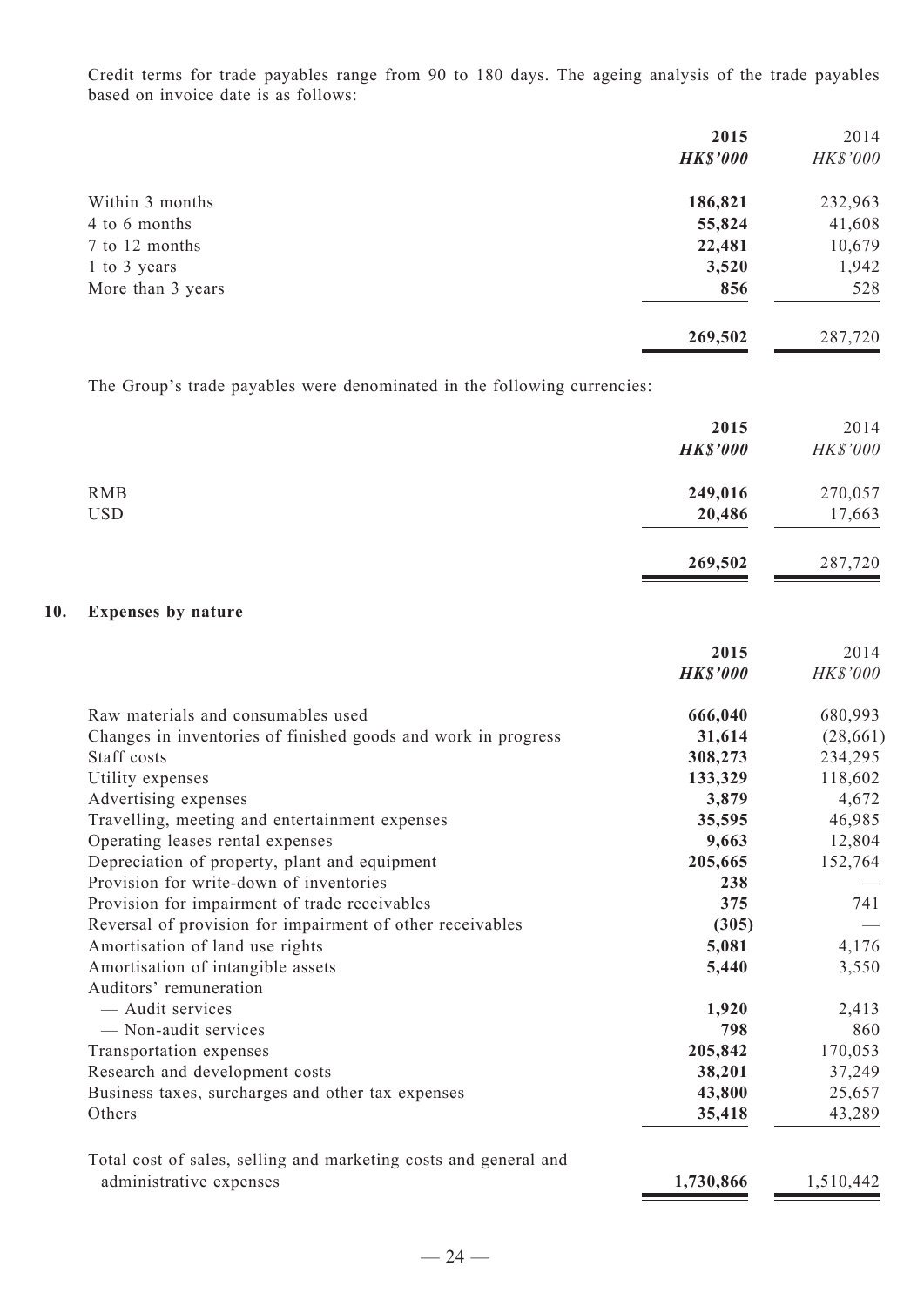Credit terms for trade payables range from 90 to 180 days. The ageing analysis of the trade payables based on invoice date is as follows:

| | 2015 | 2014 |
|---|---|---|
| | ***HK$'000*** | *HK$'000* |
| Within 3 months | **186,821** | 232,963 |
| 4 to 6 months | **55,824** | 41,608 |
| 7 to 12 months | **22,481** | 10,679 |
| 1 to 3 years | **3,520** | 1,942 |
| More than 3 years | **856** | 528 |
| | **269,502** | 287,720 |

The Group's trade payables were denominated in the following currencies:

| | 2015 | 2014 |
|---|---|---|
| | ***HK$'000*** | *HK$'000* |
| RMB | **249,016** | 270,057 |
| USD | **20,486** | 17,663 |
| | **269,502** | 287,720 |

## 10. Expenses by nature

| | 2015 | 2014 |
|---|---|---|
| | ***HK$'000*** | *HK$'000* |
| Raw materials and consumables used | **666,040** | 680,993 |
| Changes in inventories of finished goods and work in progress | **31,614** | (28,661) |
| Staff costs | **308,273** | 234,295 |
| Utility expenses | **133,329** | 118,602 |
| Advertising expenses | **3,879** | 4,672 |
| Travelling, meeting and entertainment expenses | **35,595** | 46,985 |
| Operating leases rental expenses | **9,663** | 12,804 |
| Depreciation of property, plant and equipment | **205,665** | 152,764 |
| Provision for write-down of inventories | **238** | — |
| Provision for impairment of trade receivables | **375** | 741 |
| Reversal of provision for impairment of other receivables | **(305)** | — |
| Amortisation of land use rights | **5,081** | 4,176 |
| Amortisation of intangible assets | **5,440** | 3,550 |
| Auditors' remuneration | | |
| — Audit services | **1,920** | 2,413 |
| — Non-audit services | **798** | 860 |
| Transportation expenses | **205,842** | 170,053 |
| Research and development costs | **38,201** | 37,249 |
| Business taxes, surcharges and other tax expenses | **43,800** | 25,657 |
| Others | **35,418** | 43,289 |
| Total cost of sales, selling and marketing costs and general and administrative expenses | **1,730,866** | 1,510,442 |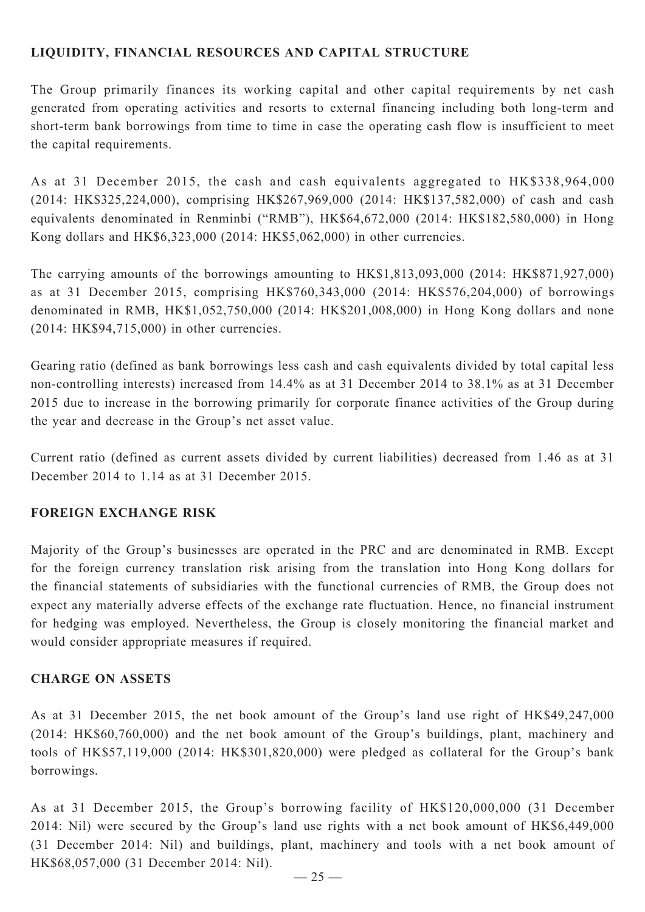## LIQUIDITY, FINANCIAL RESOURCES AND CAPITAL STRUCTURE

The Group primarily finances its working capital and other capital requirements by net cash generated from operating activities and resorts to external financing including both long-term and short-term bank borrowings from time to time in case the operating cash flow is insufficient to meet the capital requirements.

As at 31 December 2015, the cash and cash equivalents aggregated to HK$338,964,000 (2014: HK$325,224,000), comprising HK$267,969,000 (2014: HK$137,582,000) of cash and cash equivalents denominated in Renminbi ("RMB"), HK$64,672,000 (2014: HK$182,580,000) in Hong Kong dollars and HK$6,323,000 (2014: HK$5,062,000) in other currencies.

The carrying amounts of the borrowings amounting to HK$1,813,093,000 (2014: HK$871,927,000) as at 31 December 2015, comprising HK$760,343,000 (2014: HK$576,204,000) of borrowings denominated in RMB, HK$1,052,750,000 (2014: HK$201,008,000) in Hong Kong dollars and none (2014: HK$94,715,000) in other currencies.

Gearing ratio (defined as bank borrowings less cash and cash equivalents divided by total capital less non-controlling interests) increased from 14.4% as at 31 December 2014 to 38.1% as at 31 December 2015 due to increase in the borrowing primarily for corporate finance activities of the Group during the year and decrease in the Group's net asset value.

Current ratio (defined as current assets divided by current liabilities) decreased from 1.46 as at 31 December 2014 to 1.14 as at 31 December 2015.

## FOREIGN EXCHANGE RISK

Majority of the Group's businesses are operated in the PRC and are denominated in RMB. Except for the foreign currency translation risk arising from the translation into Hong Kong dollars for the financial statements of subsidiaries with the functional currencies of RMB, the Group does not expect any materially adverse effects of the exchange rate fluctuation. Hence, no financial instrument for hedging was employed. Nevertheless, the Group is closely monitoring the financial market and would consider appropriate measures if required.

## CHARGE ON ASSETS

As at 31 December 2015, the net book amount of the Group's land use right of HK$49,247,000 (2014: HK$60,760,000) and the net book amount of the Group's buildings, plant, machinery and tools of HK$57,119,000 (2014: HK$301,820,000) were pledged as collateral for the Group's bank borrowings.

As at 31 December 2015, the Group's borrowing facility of HK$120,000,000 (31 December 2014: Nil) were secured by the Group's land use rights with a net book amount of HK$6,449,000 (31 December 2014: Nil) and buildings, plant, machinery and tools with a net book amount of HK$68,057,000 (31 December 2014: Nil).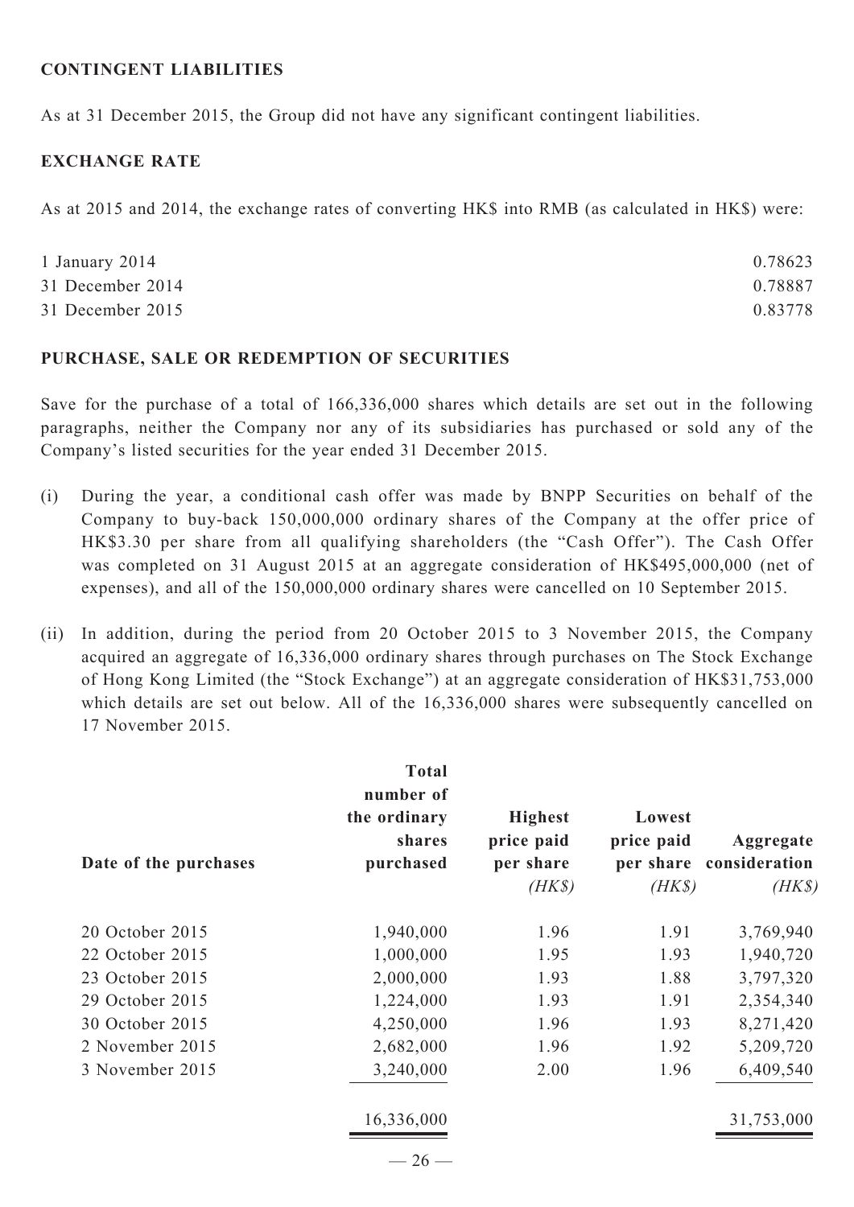## CONTINGENT LIABILITIES

As at 31 December 2015, the Group did not have any significant contingent liabilities.

## EXCHANGE RATE

As at 2015 and 2014, the exchange rates of converting HK$ into RMB (as calculated in HK$) were:

| | |
|---|---|
| 1 January 2014 | 0.78623 |
| 31 December 2014 | 0.78887 |
| 31 December 2015 | 0.83778 |

## PURCHASE, SALE OR REDEMPTION OF SECURITIES

Save for the purchase of a total of 166,336,000 shares which details are set out in the following paragraphs, neither the Company nor any of its subsidiaries has purchased or sold any of the Company's listed securities for the year ended 31 December 2015.

(i) During the year, a conditional cash offer was made by BNPP Securities on behalf of the Company to buy-back 150,000,000 ordinary shares of the Company at the offer price of HK$3.30 per share from all qualifying shareholders (the "Cash Offer"). The Cash Offer was completed on 31 August 2015 at an aggregate consideration of HK$495,000,000 (net of expenses), and all of the 150,000,000 ordinary shares were cancelled on 10 September 2015.

(ii) In addition, during the period from 20 October 2015 to 3 November 2015, the Company acquired an aggregate of 16,336,000 ordinary shares through purchases on The Stock Exchange of Hong Kong Limited (the "Stock Exchange") at an aggregate consideration of HK$31,753,000 which details are set out below. All of the 16,336,000 shares were subsequently cancelled on 17 November 2015.

| Date of the purchases | Total number of the ordinary shares purchased | Highest price paid per share *(HK$)* | Lowest price paid per share *(HK$)* | Aggregate consideration *(HK$)* |
|---|---|---|---|---|
| 20 October 2015 | 1,940,000 | 1.96 | 1.91 | 3,769,940 |
| 22 October 2015 | 1,000,000 | 1.95 | 1.93 | 1,940,720 |
| 23 October 2015 | 2,000,000 | 1.93 | 1.88 | 3,797,320 |
| 29 October 2015 | 1,224,000 | 1.93 | 1.91 | 2,354,340 |
| 30 October 2015 | 4,250,000 | 1.96 | 1.93 | 8,271,420 |
| 2 November 2015 | 2,682,000 | 1.96 | 1.92 | 5,209,720 |
| 3 November 2015 | 3,240,000 | 2.00 | 1.96 | 6,409,540 |
| | 16,336,000 | | | 31,753,000 |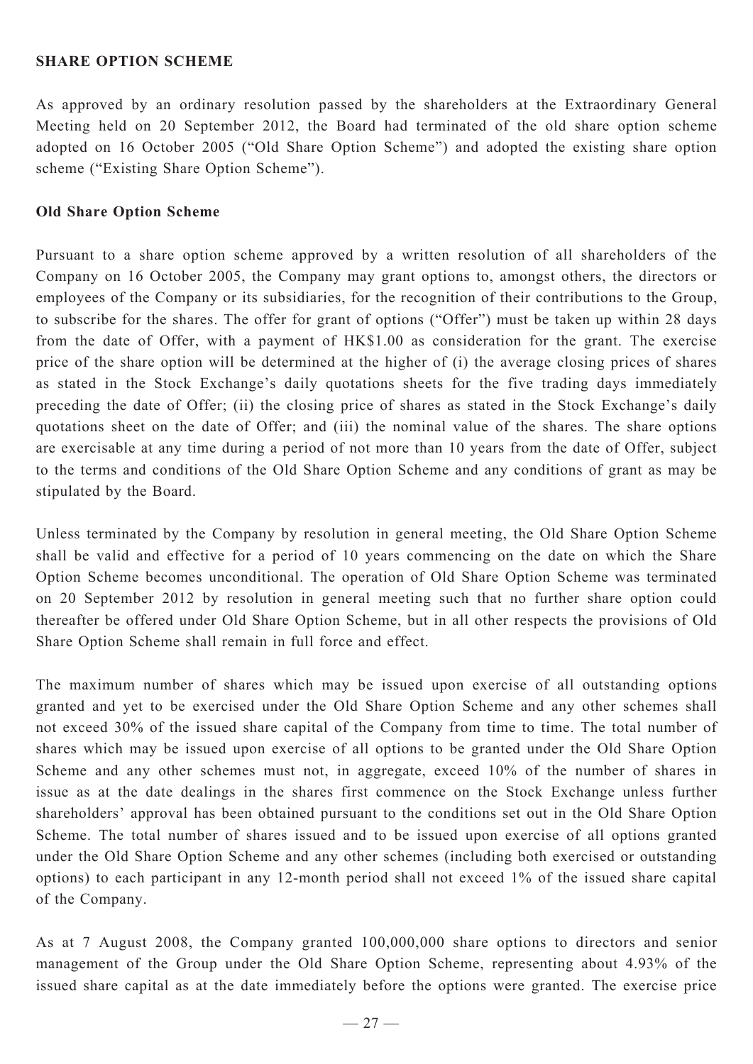## SHARE OPTION SCHEME

As approved by an ordinary resolution passed by the shareholders at the Extraordinary General Meeting held on 20 September 2012, the Board had terminated of the old share option scheme adopted on 16 October 2005 ("Old Share Option Scheme") and adopted the existing share option scheme ("Existing Share Option Scheme").

### Old Share Option Scheme

Pursuant to a share option scheme approved by a written resolution of all shareholders of the Company on 16 October 2005, the Company may grant options to, amongst others, the directors or employees of the Company or its subsidiaries, for the recognition of their contributions to the Group, to subscribe for the shares. The offer for grant of options ("Offer") must be taken up within 28 days from the date of Offer, with a payment of HK$1.00 as consideration for the grant. The exercise price of the share option will be determined at the higher of (i) the average closing prices of shares as stated in the Stock Exchange's daily quotations sheets for the five trading days immediately preceding the date of Offer; (ii) the closing price of shares as stated in the Stock Exchange's daily quotations sheet on the date of Offer; and (iii) the nominal value of the shares. The share options are exercisable at any time during a period of not more than 10 years from the date of Offer, subject to the terms and conditions of the Old Share Option Scheme and any conditions of grant as may be stipulated by the Board.

Unless terminated by the Company by resolution in general meeting, the Old Share Option Scheme shall be valid and effective for a period of 10 years commencing on the date on which the Share Option Scheme becomes unconditional. The operation of Old Share Option Scheme was terminated on 20 September 2012 by resolution in general meeting such that no further share option could thereafter be offered under Old Share Option Scheme, but in all other respects the provisions of Old Share Option Scheme shall remain in full force and effect.

The maximum number of shares which may be issued upon exercise of all outstanding options granted and yet to be exercised under the Old Share Option Scheme and any other schemes shall not exceed 30% of the issued share capital of the Company from time to time. The total number of shares which may be issued upon exercise of all options to be granted under the Old Share Option Scheme and any other schemes must not, in aggregate, exceed 10% of the number of shares in issue as at the date dealings in the shares first commence on the Stock Exchange unless further shareholders' approval has been obtained pursuant to the conditions set out in the Old Share Option Scheme. The total number of shares issued and to be issued upon exercise of all options granted under the Old Share Option Scheme and any other schemes (including both exercised or outstanding options) to each participant in any 12-month period shall not exceed 1% of the issued share capital of the Company.

As at 7 August 2008, the Company granted 100,000,000 share options to directors and senior management of the Group under the Old Share Option Scheme, representing about 4.93% of the issued share capital as at the date immediately before the options were granted. The exercise price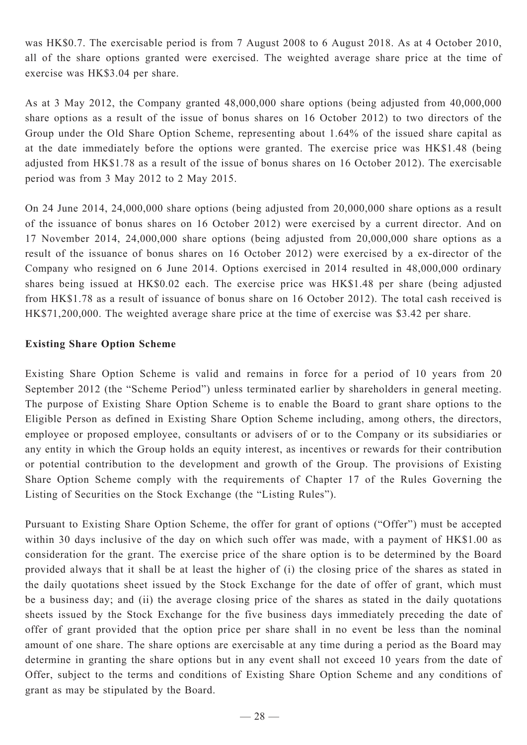was HK$0.7. The exercisable period is from 7 August 2008 to 6 August 2018. As at 4 October 2010, all of the share options granted were exercised. The weighted average share price at the time of exercise was HK$3.04 per share.

As at 3 May 2012, the Company granted 48,000,000 share options (being adjusted from 40,000,000 share options as a result of the issue of bonus shares on 16 October 2012) to two directors of the Group under the Old Share Option Scheme, representing about 1.64% of the issued share capital as at the date immediately before the options were granted. The exercise price was HK$1.48 (being adjusted from HK$1.78 as a result of the issue of bonus shares on 16 October 2012). The exercisable period was from 3 May 2012 to 2 May 2015.

On 24 June 2014, 24,000,000 share options (being adjusted from 20,000,000 share options as a result of the issuance of bonus shares on 16 October 2012) were exercised by a current director. And on 17 November 2014, 24,000,000 share options (being adjusted from 20,000,000 share options as a result of the issuance of bonus shares on 16 October 2012) were exercised by a ex-director of the Company who resigned on 6 June 2014. Options exercised in 2014 resulted in 48,000,000 ordinary shares being issued at HK$0.02 each. The exercise price was HK$1.48 per share (being adjusted from HK$1.78 as a result of issuance of bonus share on 16 October 2012). The total cash received is HK$71,200,000. The weighted average share price at the time of exercise was $3.42 per share.

**Existing Share Option Scheme**

Existing Share Option Scheme is valid and remains in force for a period of 10 years from 20 September 2012 (the "Scheme Period") unless terminated earlier by shareholders in general meeting. The purpose of Existing Share Option Scheme is to enable the Board to grant share options to the Eligible Person as defined in Existing Share Option Scheme including, among others, the directors, employee or proposed employee, consultants or advisers of or to the Company or its subsidiaries or any entity in which the Group holds an equity interest, as incentives or rewards for their contribution or potential contribution to the development and growth of the Group. The provisions of Existing Share Option Scheme comply with the requirements of Chapter 17 of the Rules Governing the Listing of Securities on the Stock Exchange (the "Listing Rules").

Pursuant to Existing Share Option Scheme, the offer for grant of options ("Offer") must be accepted within 30 days inclusive of the day on which such offer was made, with a payment of HK$1.00 as consideration for the grant. The exercise price of the share option is to be determined by the Board provided always that it shall be at least the higher of (i) the closing price of the shares as stated in the daily quotations sheet issued by the Stock Exchange for the date of offer of grant, which must be a business day; and (ii) the average closing price of the shares as stated in the daily quotations sheets issued by the Stock Exchange for the five business days immediately preceding the date of offer of grant provided that the option price per share shall in no event be less than the nominal amount of one share. The share options are exercisable at any time during a period as the Board may determine in granting the share options but in any event shall not exceed 10 years from the date of Offer, subject to the terms and conditions of Existing Share Option Scheme and any conditions of grant as may be stipulated by the Board.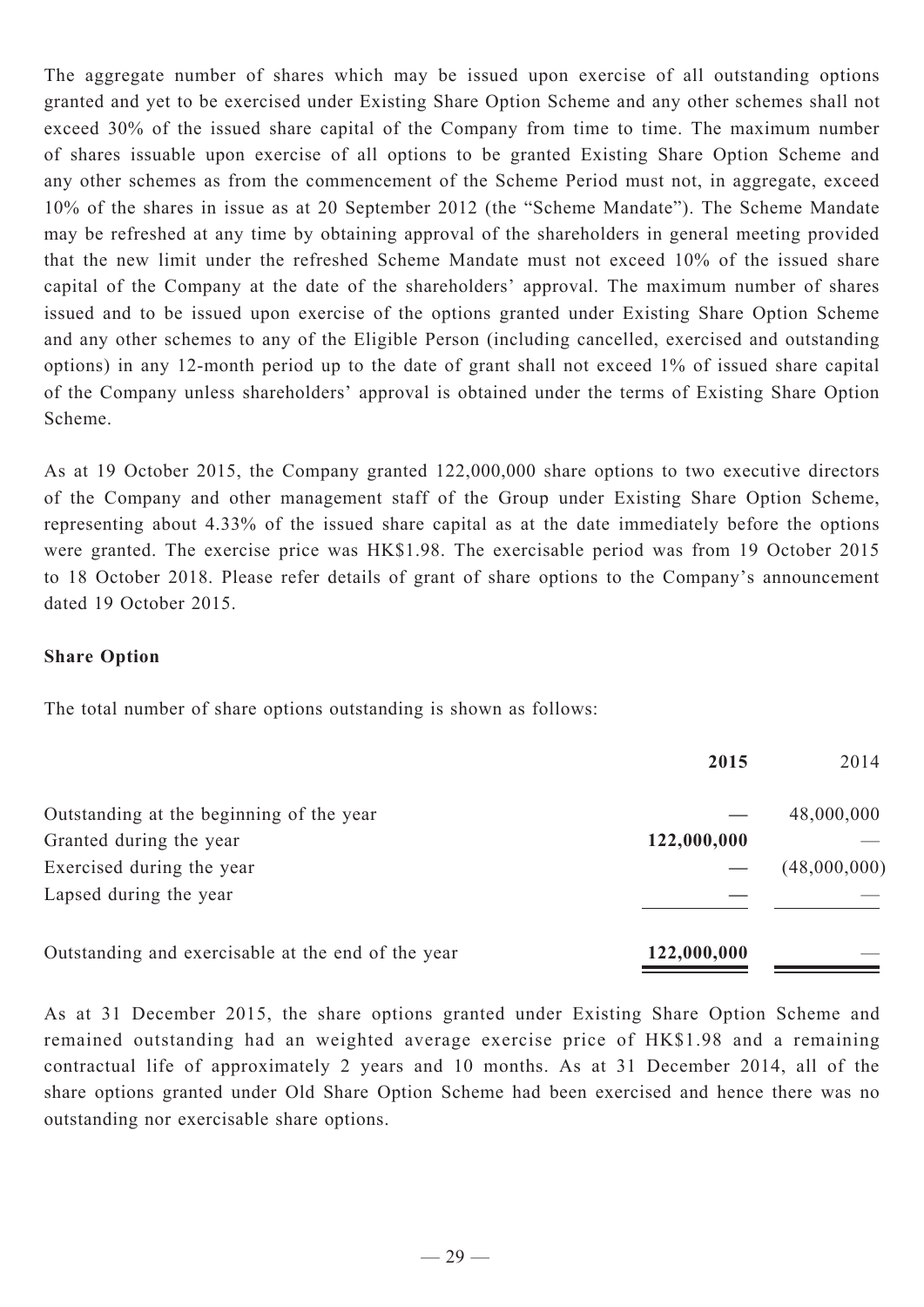The aggregate number of shares which may be issued upon exercise of all outstanding options granted and yet to be exercised under Existing Share Option Scheme and any other schemes shall not exceed 30% of the issued share capital of the Company from time to time. The maximum number of shares issuable upon exercise of all options to be granted Existing Share Option Scheme and any other schemes as from the commencement of the Scheme Period must not, in aggregate, exceed 10% of the shares in issue as at 20 September 2012 (the "Scheme Mandate"). The Scheme Mandate may be refreshed at any time by obtaining approval of the shareholders in general meeting provided that the new limit under the refreshed Scheme Mandate must not exceed 10% of the issued share capital of the Company at the date of the shareholders' approval. The maximum number of shares issued and to be issued upon exercise of the options granted under Existing Share Option Scheme and any other schemes to any of the Eligible Person (including cancelled, exercised and outstanding options) in any 12-month period up to the date of grant shall not exceed 1% of issued share capital of the Company unless shareholders' approval is obtained under the terms of Existing Share Option Scheme.

As at 19 October 2015, the Company granted 122,000,000 share options to two executive directors of the Company and other management staff of the Group under Existing Share Option Scheme, representing about 4.33% of the issued share capital as at the date immediately before the options were granted. The exercise price was HK$1.98. The exercisable period was from 19 October 2015 to 18 October 2018. Please refer details of grant of share options to the Company's announcement dated 19 October 2015.

**Share Option**

The total number of share options outstanding is shown as follows:

| | **2015** | 2014 |
|---|---|---|
| Outstanding at the beginning of the year | — | 48,000,000 |
| Granted during the year | **122,000,000** | — |
| Exercised during the year | — | (48,000,000) |
| Lapsed during the year | — | — |
| Outstanding and exercisable at the end of the year | **122,000,000** | — |

As at 31 December 2015, the share options granted under Existing Share Option Scheme and remained outstanding had an weighted average exercise price of HK$1.98 and a remaining contractual life of approximately 2 years and 10 months. As at 31 December 2014, all of the share options granted under Old Share Option Scheme had been exercised and hence there was no outstanding nor exercisable share options.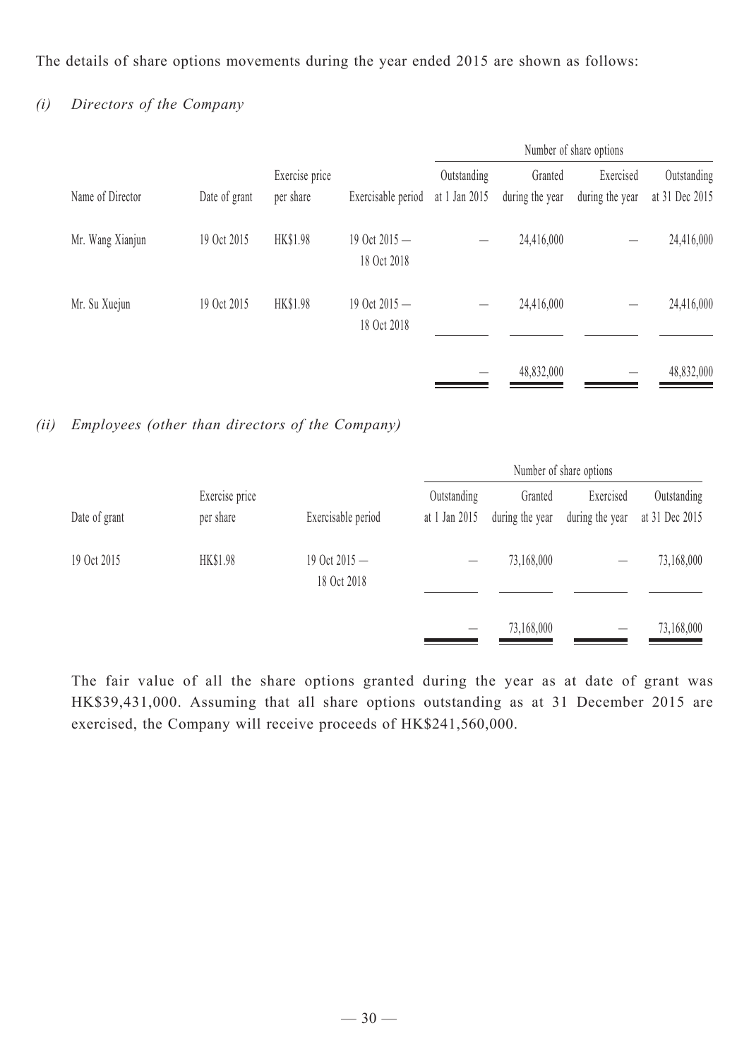The details of share options movements during the year ended 2015 are shown as follows:

*(i) Directors of the Company*

| | | | | Number of share options | | | |
|---|---|---|---|---|---|---|---|
| Name of Director | Date of grant | Exercise price per share | Exercisable period | Outstanding at 1 Jan 2015 | Granted during the year | Exercised during the year | Outstanding at 31 Dec 2015 |
| Mr. Wang Xianjun | 19 Oct 2015 | HK$1.98 | 19 Oct 2015 — 18 Oct 2018 | — | 24,416,000 | — | 24,416,000 |
| Mr. Su Xuejun | 19 Oct 2015 | HK$1.98 | 19 Oct 2015 — 18 Oct 2018 | — | 24,416,000 | — | 24,416,000 |
| | | | | — | 48,832,000 | — | 48,832,000 |

*(ii) Employees (other than directors of the Company)*

| | | | Number of share options | | | |
|---|---|---|---|---|---|---|
| Date of grant | Exercise price per share | Exercisable period | Outstanding at 1 Jan 2015 | Granted during the year | Exercised during the year | Outstanding at 31 Dec 2015 |
| 19 Oct 2015 | HK$1.98 | 19 Oct 2015 — 18 Oct 2018 | — | 73,168,000 | — | 73,168,000 |
| | | | — | 73,168,000 | — | 73,168,000 |

The fair value of all the share options granted during the year as at date of grant was HK$39,431,000. Assuming that all share options outstanding as at 31 December 2015 are exercised, the Company will receive proceeds of HK$241,560,000.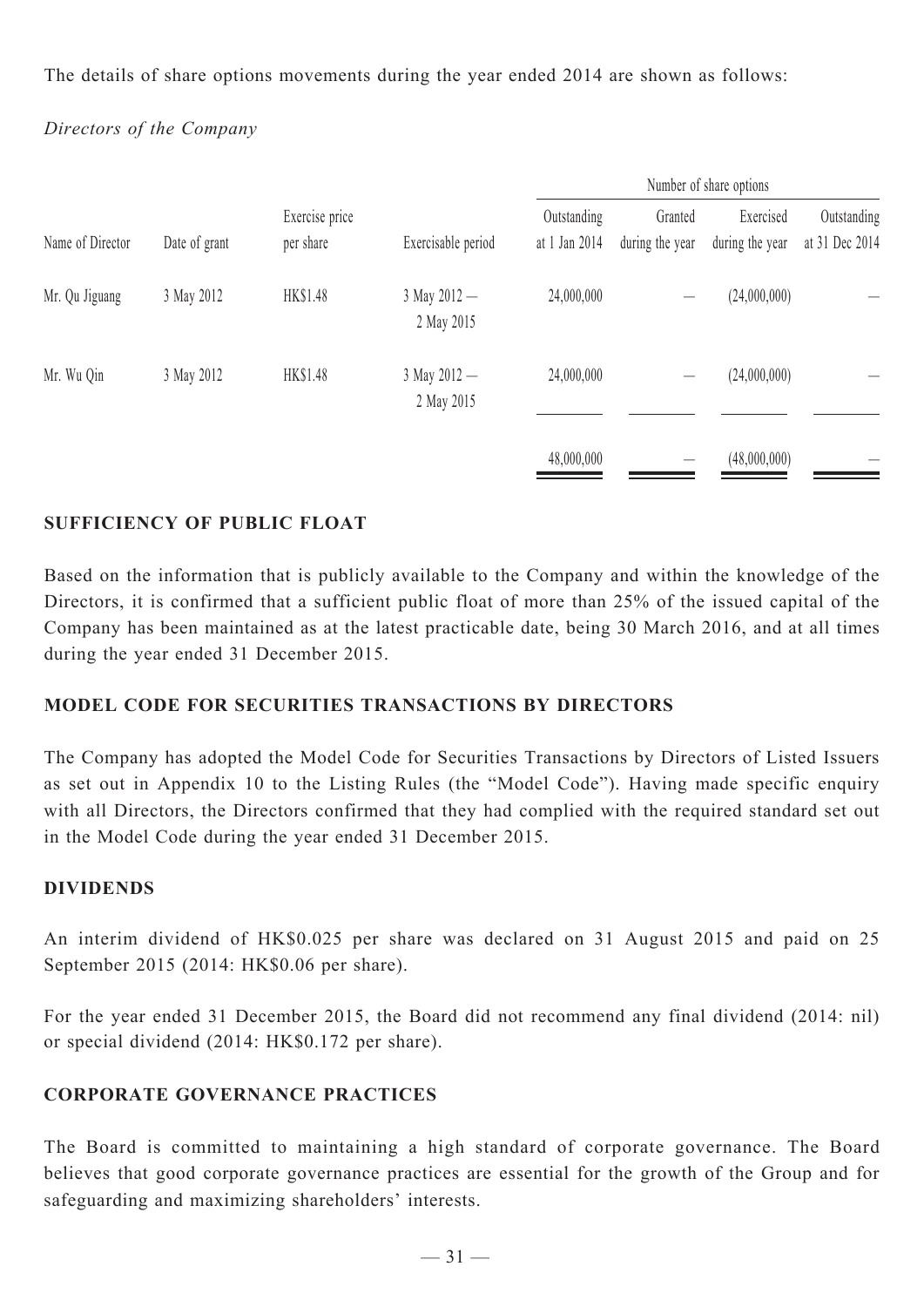The details of share options movements during the year ended 2014 are shown as follows:

*Directors of the Company*

| | | | | Number of share options | | | |
|---|---|---|---|---|---|---|---|
| Name of Director | Date of grant | Exercise price per share | Exercisable period | Outstanding at 1 Jan 2014 | Granted during the year | Exercised during the year | Outstanding at 31 Dec 2014 |
| Mr. Qu Jiguang | 3 May 2012 | HK$1.48 | 3 May 2012 — 2 May 2015 | 24,000,000 | — | (24,000,000) | — |
| Mr. Wu Qin | 3 May 2012 | HK$1.48 | 3 May 2012 — 2 May 2015 | 24,000,000 | — | (24,000,000) | — |
| | | | | 48,000,000 | — | (48,000,000) | — |

## SUFFICIENCY OF PUBLIC FLOAT

Based on the information that is publicly available to the Company and within the knowledge of the Directors, it is confirmed that a sufficient public float of more than 25% of the issued capital of the Company has been maintained as at the latest practicable date, being 30 March 2016, and at all times during the year ended 31 December 2015.

## MODEL CODE FOR SECURITIES TRANSACTIONS BY DIRECTORS

The Company has adopted the Model Code for Securities Transactions by Directors of Listed Issuers as set out in Appendix 10 to the Listing Rules (the "Model Code"). Having made specific enquiry with all Directors, the Directors confirmed that they had complied with the required standard set out in the Model Code during the year ended 31 December 2015.

## DIVIDENDS

An interim dividend of HK$0.025 per share was declared on 31 August 2015 and paid on 25 September 2015 (2014: HK$0.06 per share).

For the year ended 31 December 2015, the Board did not recommend any final dividend (2014: nil) or special dividend (2014: HK$0.172 per share).

## CORPORATE GOVERNANCE PRACTICES

The Board is committed to maintaining a high standard of corporate governance. The Board believes that good corporate governance practices are essential for the growth of the Group and for safeguarding and maximizing shareholders' interests.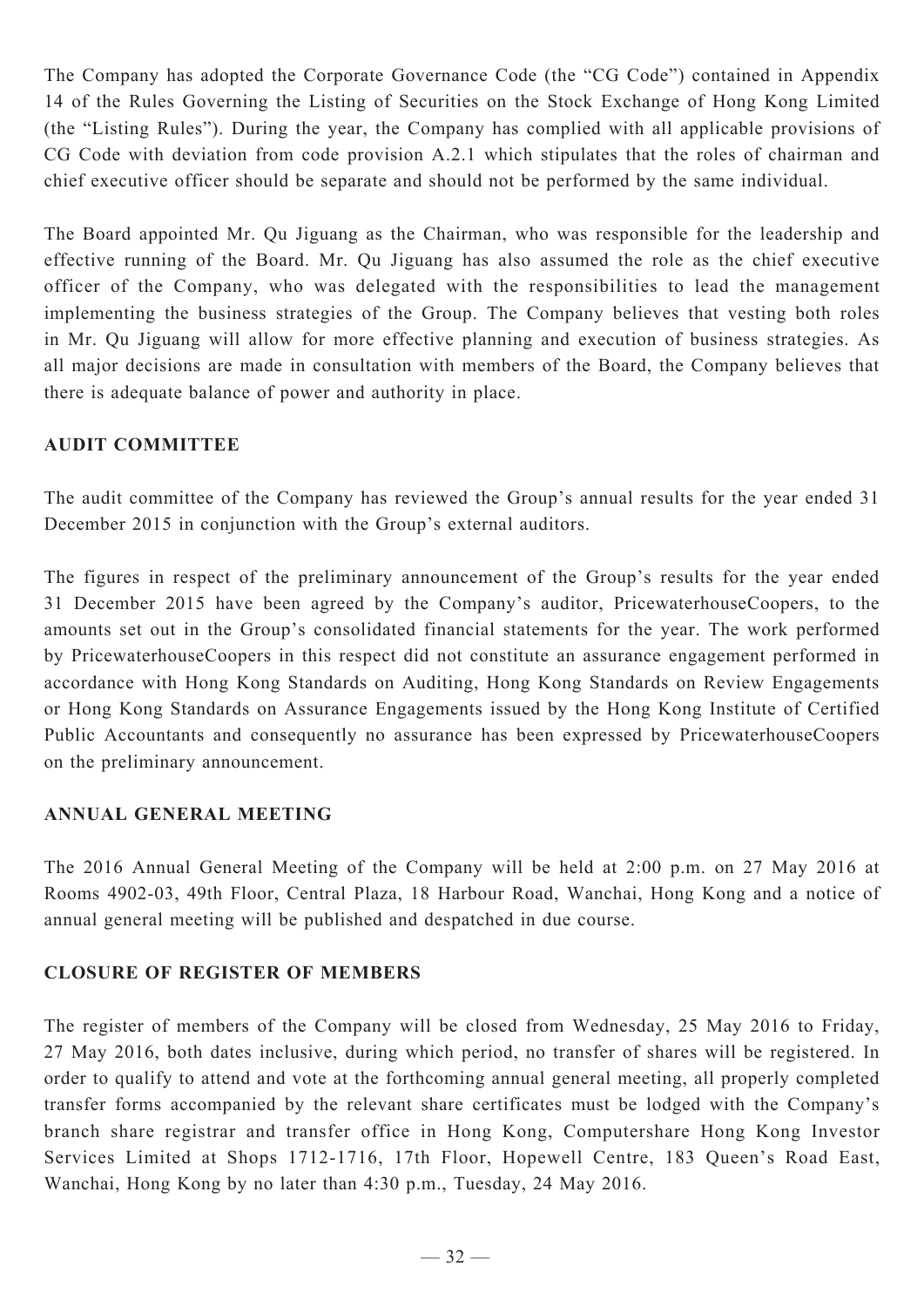The Company has adopted the Corporate Governance Code (the "CG Code") contained in Appendix 14 of the Rules Governing the Listing of Securities on the Stock Exchange of Hong Kong Limited (the "Listing Rules"). During the year, the Company has complied with all applicable provisions of CG Code with deviation from code provision A.2.1 which stipulates that the roles of chairman and chief executive officer should be separate and should not be performed by the same individual.

The Board appointed Mr. Qu Jiguang as the Chairman, who was responsible for the leadership and effective running of the Board. Mr. Qu Jiguang has also assumed the role as the chief executive officer of the Company, who was delegated with the responsibilities to lead the management implementing the business strategies of the Group. The Company believes that vesting both roles in Mr. Qu Jiguang will allow for more effective planning and execution of business strategies. As all major decisions are made in consultation with members of the Board, the Company believes that there is adequate balance of power and authority in place.

## AUDIT COMMITTEE

The audit committee of the Company has reviewed the Group's annual results for the year ended 31 December 2015 in conjunction with the Group's external auditors.

The figures in respect of the preliminary announcement of the Group's results for the year ended 31 December 2015 have been agreed by the Company's auditor, PricewaterhouseCoopers, to the amounts set out in the Group's consolidated financial statements for the year. The work performed by PricewaterhouseCoopers in this respect did not constitute an assurance engagement performed in accordance with Hong Kong Standards on Auditing, Hong Kong Standards on Review Engagements or Hong Kong Standards on Assurance Engagements issued by the Hong Kong Institute of Certified Public Accountants and consequently no assurance has been expressed by PricewaterhouseCoopers on the preliminary announcement.

## ANNUAL GENERAL MEETING

The 2016 Annual General Meeting of the Company will be held at 2:00 p.m. on 27 May 2016 at Rooms 4902-03, 49th Floor, Central Plaza, 18 Harbour Road, Wanchai, Hong Kong and a notice of annual general meeting will be published and despatched in due course.

## CLOSURE OF REGISTER OF MEMBERS

The register of members of the Company will be closed from Wednesday, 25 May 2016 to Friday, 27 May 2016, both dates inclusive, during which period, no transfer of shares will be registered. In order to qualify to attend and vote at the forthcoming annual general meeting, all properly completed transfer forms accompanied by the relevant share certificates must be lodged with the Company's branch share registrar and transfer office in Hong Kong, Computershare Hong Kong Investor Services Limited at Shops 1712-1716, 17th Floor, Hopewell Centre, 183 Queen's Road East, Wanchai, Hong Kong by no later than 4:30 p.m., Tuesday, 24 May 2016.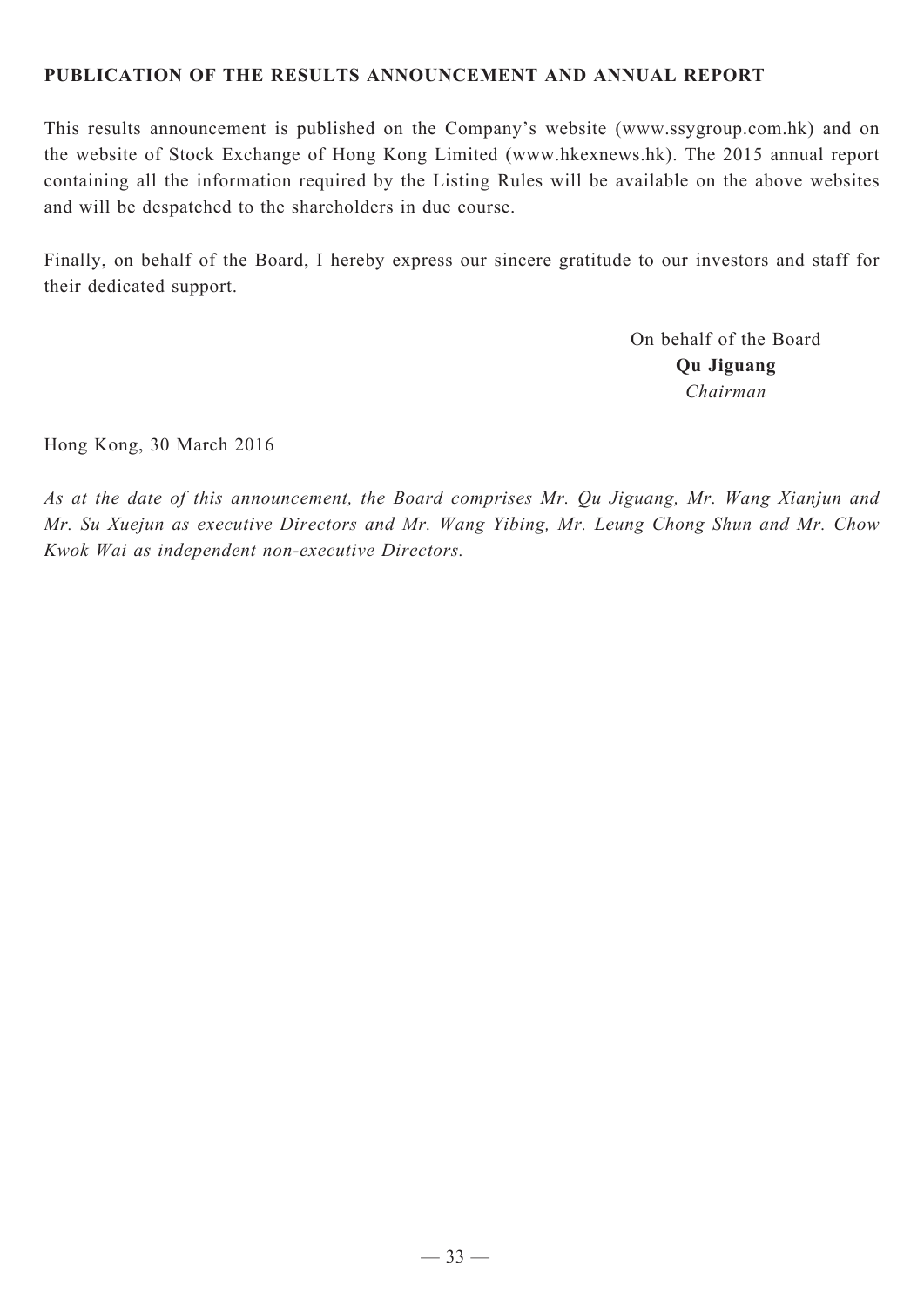**PUBLICATION OF THE RESULTS ANNOUNCEMENT AND ANNUAL REPORT**

This results announcement is published on the Company's website (www.ssygroup.com.hk) and on the website of Stock Exchange of Hong Kong Limited (www.hkexnews.hk). The 2015 annual report containing all the information required by the Listing Rules will be available on the above websites and will be despatched to the shareholders in due course.

Finally, on behalf of the Board, I hereby express our sincere gratitude to our investors and staff for their dedicated support.

On behalf of the Board
**Qu Jiguang**
*Chairman*

Hong Kong, 30 March 2016

*As at the date of this announcement, the Board comprises Mr. Qu Jiguang, Mr. Wang Xianjun and Mr. Su Xuejun as executive Directors and Mr. Wang Yibing, Mr. Leung Chong Shun and Mr. Chow Kwok Wai as independent non-executive Directors.*